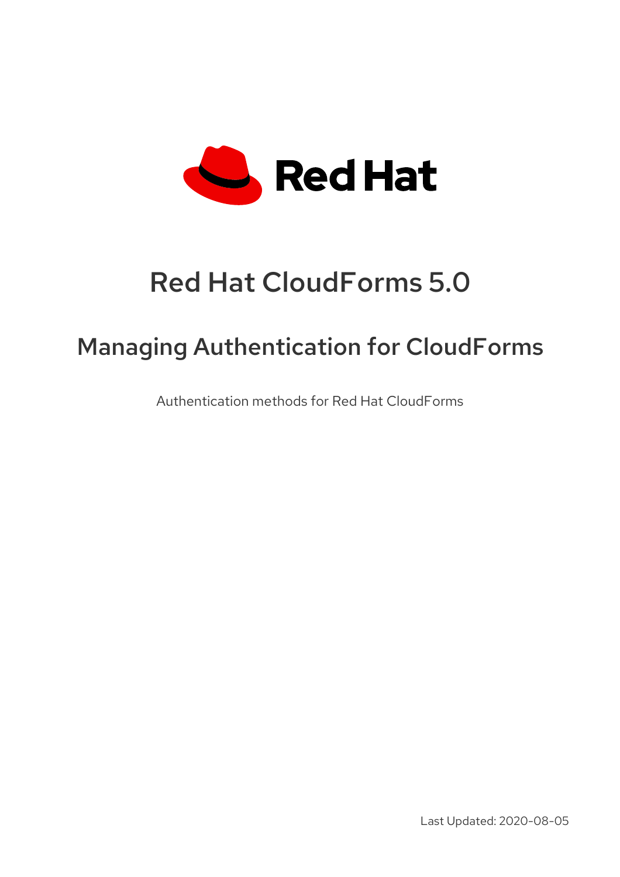# Red Hat CloudForms 5.0

## Managing Authentication for CloudForms

Authentication methods for Red Hat CloudForms

Last Updated: 2020-08-05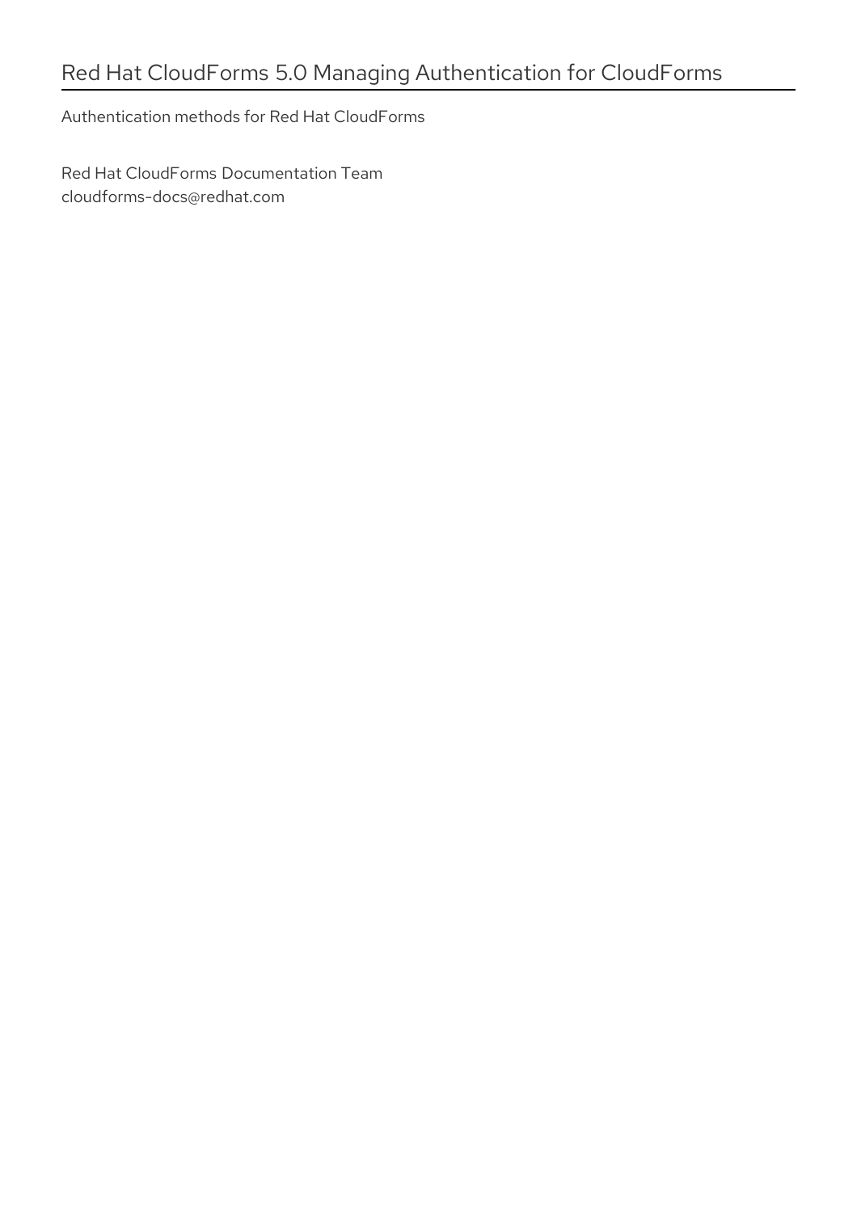# Red Hat CloudForms 5.0 Managing Authentication for CloudForms

Authentication methods for Red Hat CloudForms

Red Hat CloudForms Documentation Team
cloudforms-docs@redhat.com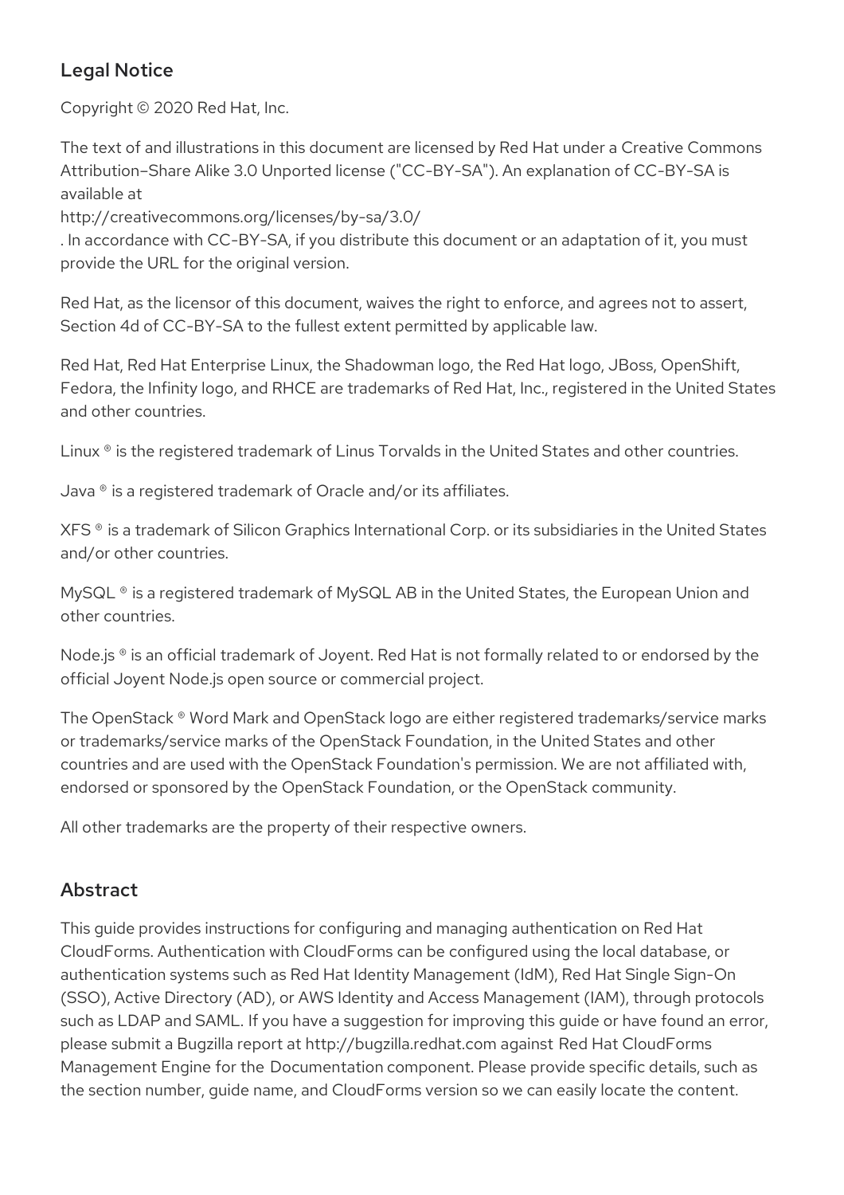## Legal Notice

Copyright © 2020 Red Hat, Inc.

The text of and illustrations in this document are licensed by Red Hat under a Creative Commons Attribution–Share Alike 3.0 Unported license ("CC-BY-SA"). An explanation of CC-BY-SA is available at
http://creativecommons.org/licenses/by-sa/3.0/
. In accordance with CC-BY-SA, if you distribute this document or an adaptation of it, you must provide the URL for the original version.

Red Hat, as the licensor of this document, waives the right to enforce, and agrees not to assert, Section 4d of CC-BY-SA to the fullest extent permitted by applicable law.

Red Hat, Red Hat Enterprise Linux, the Shadowman logo, the Red Hat logo, JBoss, OpenShift, Fedora, the Infinity logo, and RHCE are trademarks of Red Hat, Inc., registered in the United States and other countries.

Linux ® is the registered trademark of Linus Torvalds in the United States and other countries.

Java ® is a registered trademark of Oracle and/or its affiliates.

XFS ® is a trademark of Silicon Graphics International Corp. or its subsidiaries in the United States and/or other countries.

MySQL ® is a registered trademark of MySQL AB in the United States, the European Union and other countries.

Node.js ® is an official trademark of Joyent. Red Hat is not formally related to or endorsed by the official Joyent Node.js open source or commercial project.

The OpenStack ® Word Mark and OpenStack logo are either registered trademarks/service marks or trademarks/service marks of the OpenStack Foundation, in the United States and other countries and are used with the OpenStack Foundation's permission. We are not affiliated with, endorsed or sponsored by the OpenStack Foundation, or the OpenStack community.

All other trademarks are the property of their respective owners.

## Abstract

This guide provides instructions for configuring and managing authentication on Red Hat CloudForms. Authentication with CloudForms can be configured using the local database, or authentication systems such as Red Hat Identity Management (IdM), Red Hat Single Sign-On (SSO), Active Directory (AD), or AWS Identity and Access Management (IAM), through protocols such as LDAP and SAML. If you have a suggestion for improving this guide or have found an error, please submit a Bugzilla report at http://bugzilla.redhat.com against Red Hat CloudForms Management Engine for the Documentation component. Please provide specific details, such as the section number, guide name, and CloudForms version so we can easily locate the content.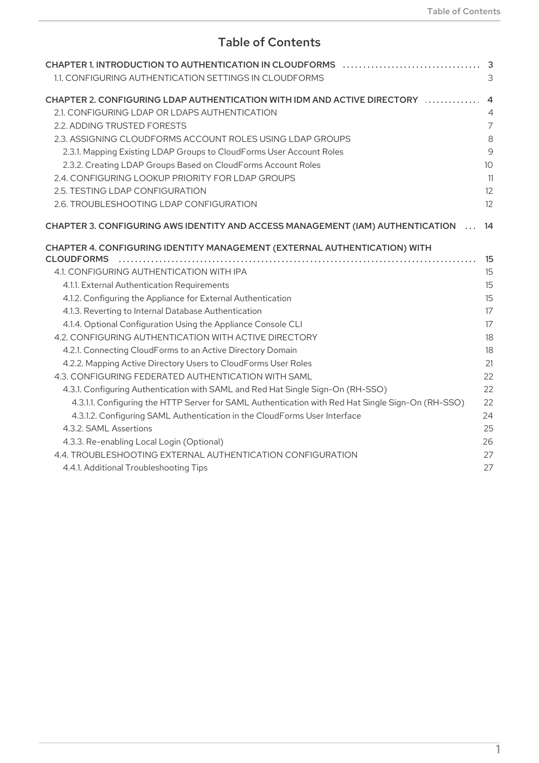# Table of Contents

- CHAPTER 1. INTRODUCTION TO AUTHENTICATION IN CLOUDFORMS .... 3
  - 1.1. CONFIGURING AUTHENTICATION SETTINGS IN CLOUDFORMS .... 3
- CHAPTER 2. CONFIGURING LDAP AUTHENTICATION WITH IDM AND ACTIVE DIRECTORY .... 4
  - 2.1. CONFIGURING LDAP OR LDAPS AUTHENTICATION .... 4
  - 2.2. ADDING TRUSTED FORESTS .... 7
  - 2.3. ASSIGNING CLOUDFORMS ACCOUNT ROLES USING LDAP GROUPS .... 8
    - 2.3.1. Mapping Existing LDAP Groups to CloudForms User Account Roles .... 9
    - 2.3.2. Creating LDAP Groups Based on CloudForms Account Roles .... 10
  - 2.4. CONFIGURING LOOKUP PRIORITY FOR LDAP GROUPS .... 11
  - 2.5. TESTING LDAP CONFIGURATION .... 12
  - 2.6. TROUBLESHOOTING LDAP CONFIGURATION .... 12
- CHAPTER 3. CONFIGURING AWS IDENTITY AND ACCESS MANAGEMENT (IAM) AUTHENTICATION .... 14
- CHAPTER 4. CONFIGURING IDENTITY MANAGEMENT (EXTERNAL AUTHENTICATION) WITH CLOUDFORMS .... 15
  - 4.1. CONFIGURING AUTHENTICATION WITH IPA .... 15
    - 4.1.1. External Authentication Requirements .... 15
    - 4.1.2. Configuring the Appliance for External Authentication .... 15
    - 4.1.3. Reverting to Internal Database Authentication .... 17
    - 4.1.4. Optional Configuration Using the Appliance Console CLI .... 17
  - 4.2. CONFIGURING AUTHENTICATION WITH ACTIVE DIRECTORY .... 18
    - 4.2.1. Connecting CloudForms to an Active Directory Domain .... 18
    - 4.2.2. Mapping Active Directory Users to CloudForms User Roles .... 21
  - 4.3. CONFIGURING FEDERATED AUTHENTICATION WITH SAML .... 22
    - 4.3.1. Configuring Authentication with SAML and Red Hat Single Sign-On (RH-SSO) .... 22
      - 4.3.1.1. Configuring the HTTP Server for SAML Authentication with Red Hat Single Sign-On (RH-SSO) .... 22
      - 4.3.1.2. Configuring SAML Authentication in the CloudForms User Interface .... 24
    - 4.3.2. SAML Assertions .... 25
    - 4.3.3. Re-enabling Local Login (Optional) .... 26
  - 4.4. TROUBLESHOOTING EXTERNAL AUTHENTICATION CONFIGURATION .... 27
    - 4.4.1. Additional Troubleshooting Tips .... 27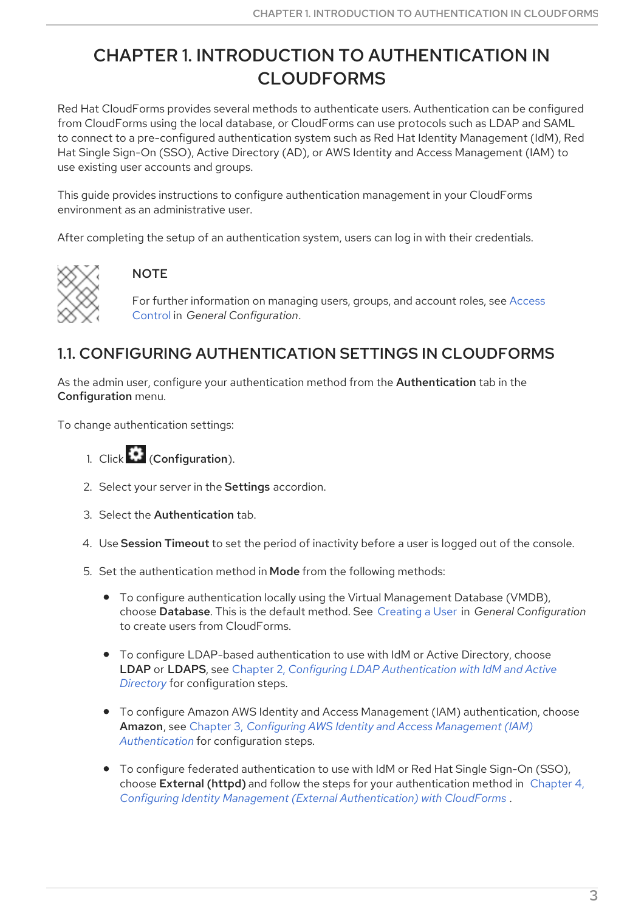# CHAPTER 1. INTRODUCTION TO AUTHENTICATION IN CLOUDFORMS

Red Hat CloudForms provides several methods to authenticate users. Authentication can be configured from CloudForms using the local database, or CloudForms can use protocols such as LDAP and SAML to connect to a pre-configured authentication system such as Red Hat Identity Management (IdM), Red Hat Single Sign-On (SSO), Active Directory (AD), or AWS Identity and Access Management (IAM) to use existing user accounts and groups.

This guide provides instructions to configure authentication management in your CloudForms environment as an administrative user.

After completing the setup of an authentication system, users can log in with their credentials.

> **NOTE**
>
> For further information on managing users, groups, and account roles, see Access Control in *General Configuration*.

## 1.1. CONFIGURING AUTHENTICATION SETTINGS IN CLOUDFORMS

As the admin user, configure your authentication method from the **Authentication** tab in the **Configuration** menu.

To change authentication settings:

1. Click (**Configuration**).
2. Select your server in the **Settings** accordion.
3. Select the **Authentication** tab.
4. Use **Session Timeout** to set the period of inactivity before a user is logged out of the console.
5. Set the authentication method in **Mode** from the following methods:
   - To configure authentication locally using the Virtual Management Database (VMDB), choose **Database**. This is the default method. See Creating a User in *General Configuration* to create users from CloudForms.
   - To configure LDAP-based authentication to use with IdM or Active Directory, choose **LDAP** or **LDAPS**, see Chapter 2, *Configuring LDAP Authentication with IdM and Active Directory* for configuration steps.
   - To configure Amazon AWS Identity and Access Management (IAM) authentication, choose **Amazon**, see Chapter 3, *Configuring AWS Identity and Access Management (IAM) Authentication* for configuration steps.
   - To configure federated authentication to use with IdM or Red Hat Single Sign-On (SSO), choose **External (httpd)** and follow the steps for your authentication method in Chapter 4, *Configuring Identity Management (External Authentication) with CloudForms* .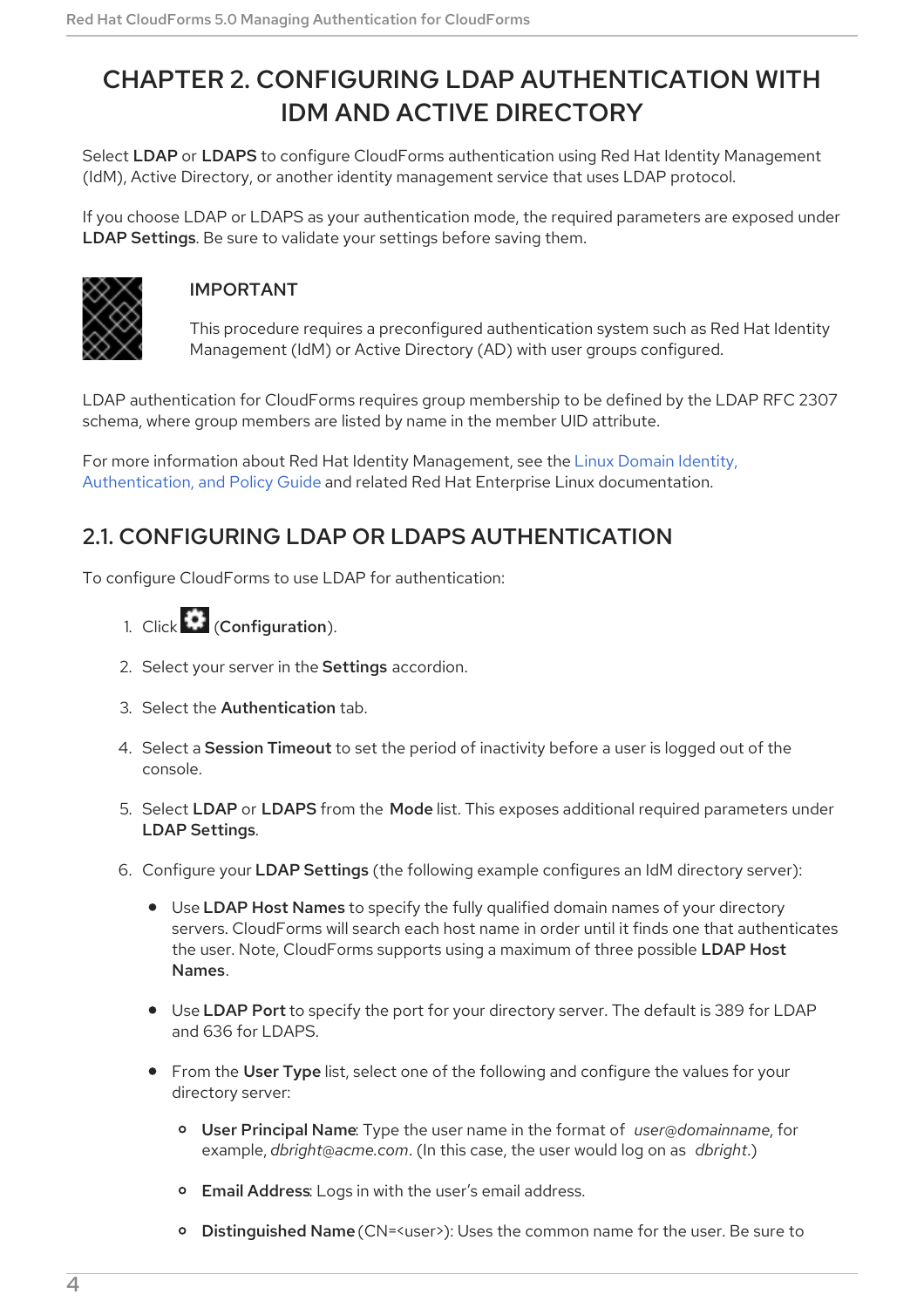# CHAPTER 2. CONFIGURING LDAP AUTHENTICATION WITH IDM AND ACTIVE DIRECTORY

Select **LDAP** or **LDAPS** to configure CloudForms authentication using Red Hat Identity Management (IdM), Active Directory, or another identity management service that uses LDAP protocol.

If you choose LDAP or LDAPS as your authentication mode, the required parameters are exposed under **LDAP Settings**. Be sure to validate your settings before saving them.

> **IMPORTANT**
>
> This procedure requires a preconfigured authentication system such as Red Hat Identity Management (IdM) or Active Directory (AD) with user groups configured.

LDAP authentication for CloudForms requires group membership to be defined by the LDAP RFC 2307 schema, where group members are listed by name in the member UID attribute.

For more information about Red Hat Identity Management, see the Linux Domain Identity, Authentication, and Policy Guide and related Red Hat Enterprise Linux documentation.

## 2.1. CONFIGURING LDAP OR LDAPS AUTHENTICATION

To configure CloudForms to use LDAP for authentication:

1. Click (**Configuration**).
2. Select your server in the **Settings** accordion.
3. Select the **Authentication** tab.
4. Select a **Session Timeout** to set the period of inactivity before a user is logged out of the console.
5. Select **LDAP** or **LDAPS** from the **Mode** list. This exposes additional required parameters under **LDAP Settings**.
6. Configure your **LDAP Settings** (the following example configures an IdM directory server):
   - Use **LDAP Host Names** to specify the fully qualified domain names of your directory servers. CloudForms will search each host name in order until it finds one that authenticates the user. Note, CloudForms supports using a maximum of three possible **LDAP Host Names**.
   - Use **LDAP Port** to specify the port for your directory server. The default is 389 for LDAP and 636 for LDAPS.
   - From the **User Type** list, select one of the following and configure the values for your directory server:
     - **User Principal Name**: Type the user name in the format of *user@domainname*, for example, *dbright@acme.com*. (In this case, the user would log on as *dbright*.)
     - **Email Address**: Logs in with the user's email address.
     - **Distinguished Name** (CN=<user>): Uses the common name for the user. Be sure to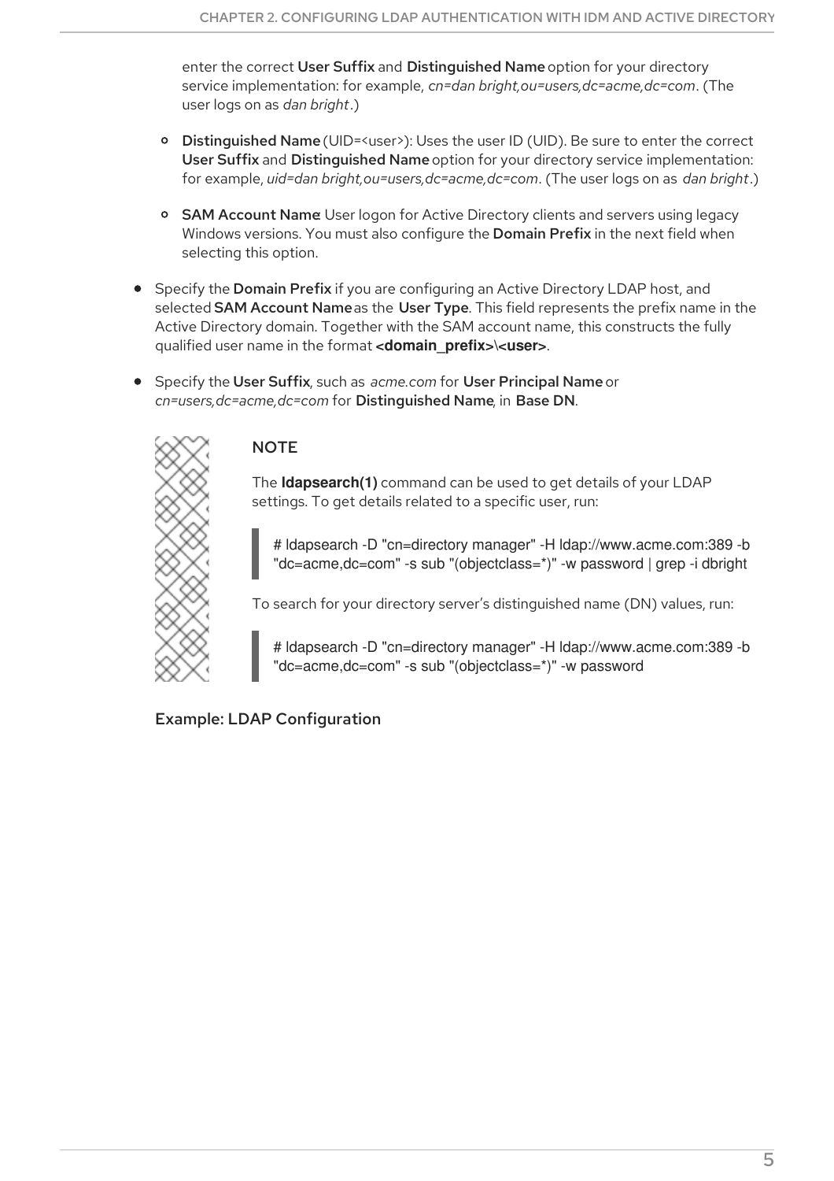enter the correct **User Suffix** and **Distinguished Name** option for your directory service implementation: for example, *cn=dan bright,ou=users,dc=acme,dc=com*. (The user logs on as *dan bright*.)

- **Distinguished Name** (UID=<user>): Uses the user ID (UID). Be sure to enter the correct **User Suffix** and **Distinguished Name** option for your directory service implementation: for example, *uid=dan bright,ou=users,dc=acme,dc=com*. (The user logs on as *dan bright*.)
- **SAM Account Name**: User logon for Active Directory clients and servers using legacy Windows versions. You must also configure the **Domain Prefix** in the next field when selecting this option.

- Specify the **Domain Prefix** if you are configuring an Active Directory LDAP host, and selected **SAM Account Name** as the **User Type**. This field represents the prefix name in the Active Directory domain. Together with the SAM account name, this constructs the fully qualified user name in the format **<domain_prefix>\<user>**.
- Specify the **User Suffix**, such as *acme.com* for **User Principal Name** or *cn=users,dc=acme,dc=com* for **Distinguished Name**, in **Base DN**.

> **NOTE**
>
> The **ldapsearch(1)** command can be used to get details of your LDAP settings. To get details related to a specific user, run:
>
> ```
> # ldapsearch -D "cn=directory manager" -H ldap://www.acme.com:389 -b "dc=acme,dc=com" -s sub "(objectclass=*)" -w password | grep -i dbright
> ```
>
> To search for your directory server's distinguished name (DN) values, run:
>
> ```
> # ldapsearch -D "cn=directory manager" -H ldap://www.acme.com:389 -b "dc=acme,dc=com" -s sub "(objectclass=*)" -w password
> ```

**Example: LDAP Configuration**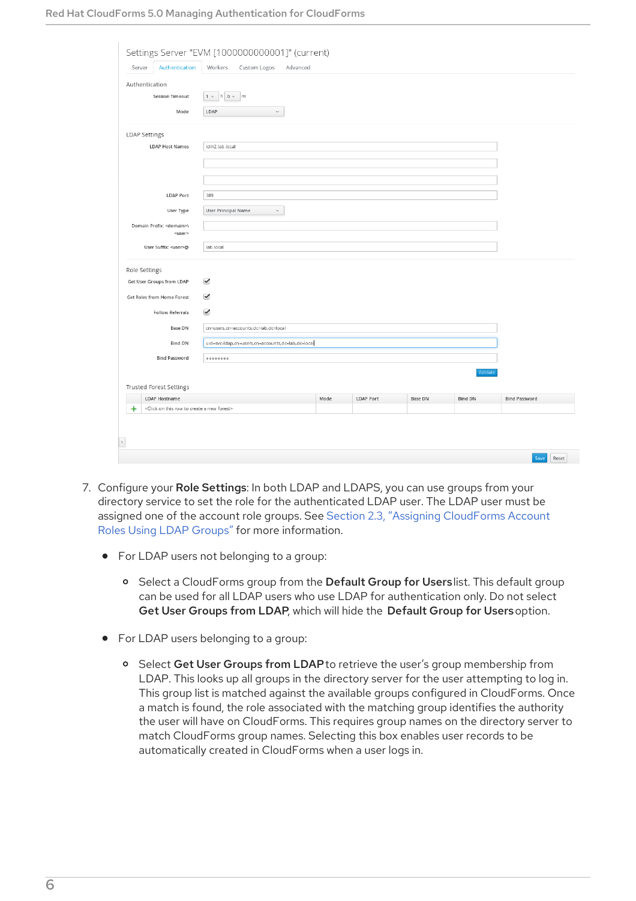7. Configure your **Role Settings**: In both LDAP and LDAPS, you can use groups from your directory service to set the role for the authenticated LDAP user. The LDAP user must be assigned one of the account role groups. See Section 2.3, "Assigning CloudForms Account Roles Using LDAP Groups" for more information.

   - For LDAP users not belonging to a group:
     - Select a CloudForms group from the **Default Group for Users** list. This default group can be used for all LDAP users who use LDAP for authentication only. Do not select **Get User Groups from LDAP**, which will hide the **Default Group for Users** option.
   - For LDAP users belonging to a group:
     - Select **Get User Groups from LDAP** to retrieve the user's group membership from LDAP. This looks up all groups in the directory server for the user attempting to log in. This group list is matched against the available groups configured in CloudForms. Once a match is found, the role associated with the matching group identifies the authority the user will have on CloudForms. This requires group names on the directory server to match CloudForms group names. Selecting this box enables user records to be automatically created in CloudForms when a user logs in.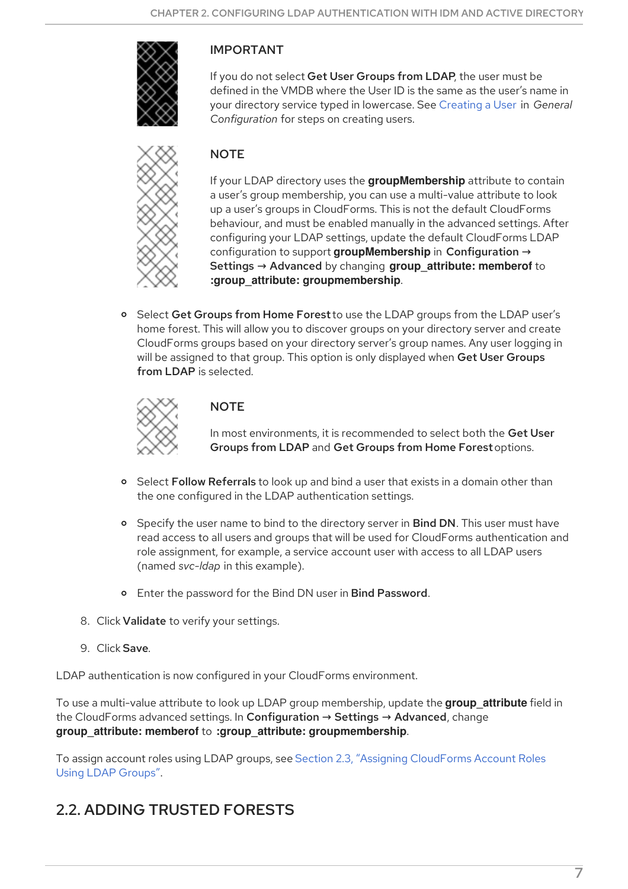> **IMPORTANT**
>
> If you do not select **Get User Groups from LDAP**, the user must be defined in the VMDB where the User ID is the same as the user's name in your directory service typed in lowercase. See Creating a User in *General Configuration* for steps on creating users.

> **NOTE**
>
> If your LDAP directory uses the **groupMembership** attribute to contain a user's group membership, you can use a multi-value attribute to look up a user's groups in CloudForms. This is not the default CloudForms behaviour, and must be enabled manually in the advanced settings. After configuring your LDAP settings, update the default CloudForms LDAP configuration to support **groupMembership** in **Configuration → Settings → Advanced** by changing **group_attribute: memberof** to **:group_attribute: groupmembership**.

- Select **Get Groups from Home Forest** to use the LDAP groups from the LDAP user's home forest. This will allow you to discover groups on your directory server and create CloudForms groups based on your directory server's group names. Any user logging in will be assigned to that group. This option is only displayed when **Get User Groups from LDAP** is selected.

> **NOTE**
>
> In most environments, it is recommended to select both the **Get User Groups from LDAP** and **Get Groups from Home Forest** options.

- Select **Follow Referrals** to look up and bind a user that exists in a domain other than the one configured in the LDAP authentication settings.
- Specify the user name to bind to the directory server in **Bind DN**. This user must have read access to all users and groups that will be used for CloudForms authentication and role assignment, for example, a service account user with access to all LDAP users (named *svc-ldap* in this example).
- Enter the password for the Bind DN user in **Bind Password**.

8. Click **Validate** to verify your settings.
9. Click **Save**.

LDAP authentication is now configured in your CloudForms environment.

To use a multi-value attribute to look up LDAP group membership, update the **group_attribute** field in the CloudForms advanced settings. In **Configuration → Settings → Advanced**, change **group_attribute: memberof** to **:group_attribute: groupmembership**.

To assign account roles using LDAP groups, see Section 2.3, "Assigning CloudForms Account Roles Using LDAP Groups".

## 2.2. ADDING TRUSTED FORESTS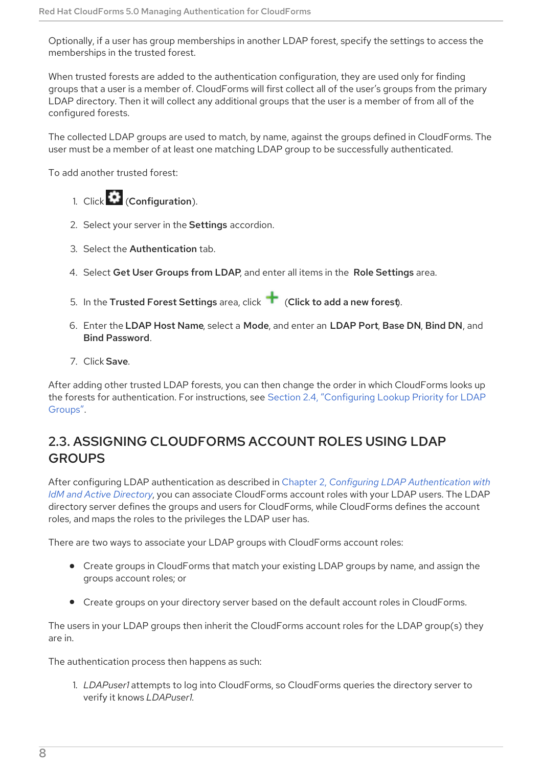Optionally, if a user has group memberships in another LDAP forest, specify the settings to access the memberships in the trusted forest.

When trusted forests are added to the authentication configuration, they are used only for finding groups that a user is a member of. CloudForms will first collect all of the user's groups from the primary LDAP directory. Then it will collect any additional groups that the user is a member of from all of the configured forests.

The collected LDAP groups are used to match, by name, against the groups defined in CloudForms. The user must be a member of at least one matching LDAP group to be successfully authenticated.

To add another trusted forest:

1. Click (**Configuration**).
2. Select your server in the **Settings** accordion.
3. Select the **Authentication** tab.
4. Select **Get User Groups from LDAP**, and enter all items in the **Role Settings** area.
5. In the **Trusted Forest Settings** area, click (**Click to add a new forest**).
6. Enter the **LDAP Host Name**, select a **Mode**, and enter an **LDAP Port**, **Base DN**, **Bind DN**, and **Bind Password**.
7. Click **Save**.

After adding other trusted LDAP forests, you can then change the order in which CloudForms looks up the forests for authentication. For instructions, see Section 2.4, "Configuring Lookup Priority for LDAP Groups".

## 2.3. ASSIGNING CLOUDFORMS ACCOUNT ROLES USING LDAP GROUPS

After configuring LDAP authentication as described in Chapter 2, *Configuring LDAP Authentication with IdM and Active Directory*, you can associate CloudForms account roles with your LDAP users. The LDAP directory server defines the groups and users for CloudForms, while CloudForms defines the account roles, and maps the roles to the privileges the LDAP user has.

There are two ways to associate your LDAP groups with CloudForms account roles:

- Create groups in CloudForms that match your existing LDAP groups by name, and assign the groups account roles; or
- Create groups on your directory server based on the default account roles in CloudForms.

The users in your LDAP groups then inherit the CloudForms account roles for the LDAP group(s) they are in.

The authentication process then happens as such:

1. *LDAPuser1* attempts to log into CloudForms, so CloudForms queries the directory server to verify it knows *LDAPuser1*.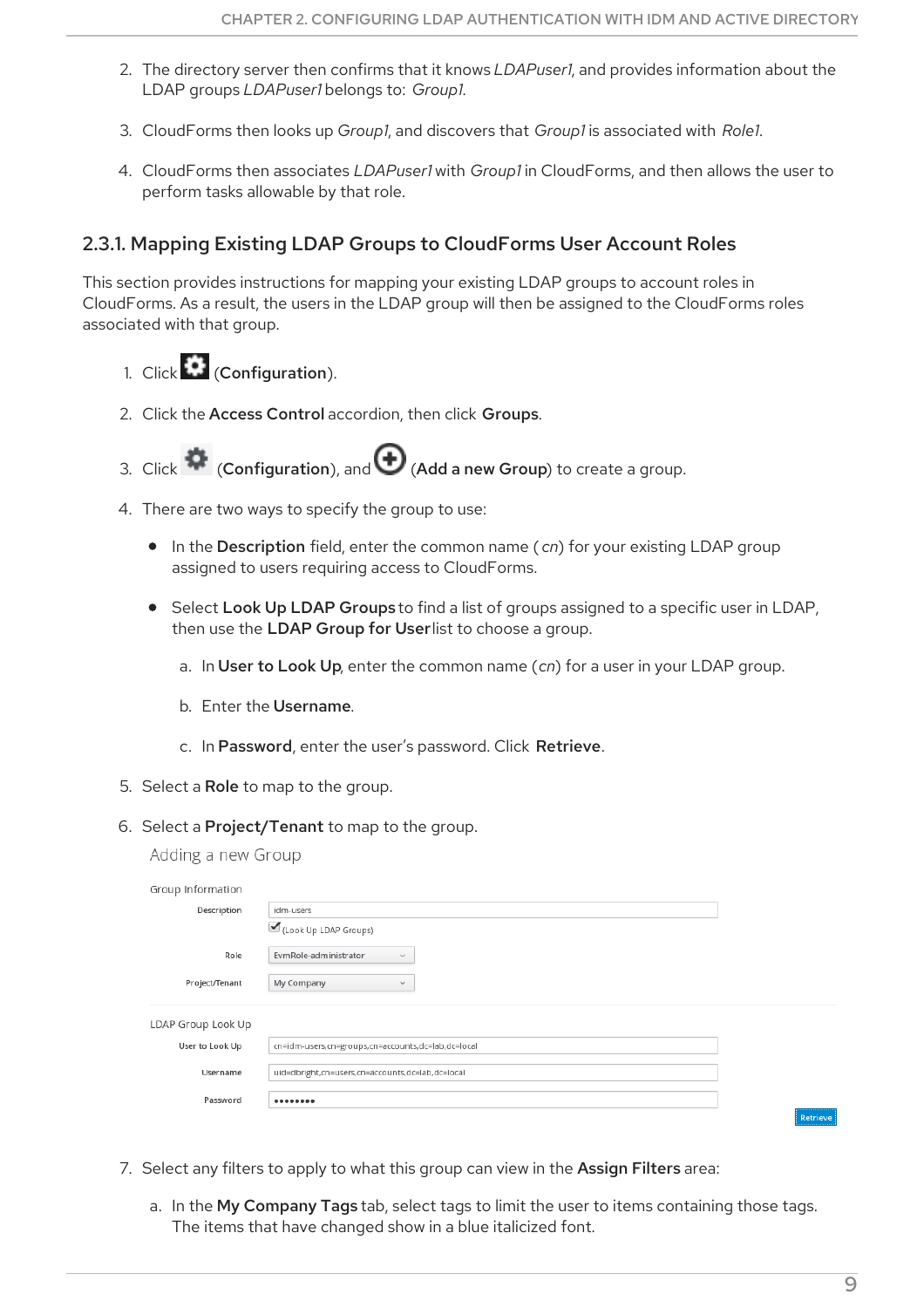2. The directory server then confirms that it knows *LDAPuser1*, and provides information about the LDAP groups *LDAPuser1* belongs to: *Group1*.

3. CloudForms then looks up *Group1*, and discovers that *Group1* is associated with *Role1*.

4. CloudForms then associates *LDAPuser1* with *Group1* in CloudForms, and then allows the user to perform tasks allowable by that role.

### 2.3.1. Mapping Existing LDAP Groups to CloudForms User Account Roles

This section provides instructions for mapping your existing LDAP groups to account roles in CloudForms. As a result, the users in the LDAP group will then be assigned to the CloudForms roles associated with that group.

1. Click (**Configuration**).

2. Click the **Access Control** accordion, then click **Groups**.

3. Click (**Configuration**), and (**Add a new Group**) to create a group.

4. There are two ways to specify the group to use:
   - In the **Description** field, enter the common name (*cn*) for your existing LDAP group assigned to users requiring access to CloudForms.
   - Select **Look Up LDAP Groups** to find a list of groups assigned to a specific user in LDAP, then use the **LDAP Group for User** list to choose a group.
     a. In **User to Look Up**, enter the common name (*cn*) for a user in your LDAP group.
     b. Enter the **Username**.
     c. In **Password**, enter the user's password. Click **Retrieve**.

5. Select a **Role** to map to the group.

6. Select a **Project/Tenant** to map to the group.

Adding a new Group

Group Information

| | |
|---|---|
| Description | idm-users |
| | ☑ (Look Up LDAP Groups) |
| Role | EvmRole-administrator |
| Project/Tenant | My Company |

LDAP Group Look Up

| | |
|---|---|
| User to Look Up | cn=idm-users,cn=groups,cn=accounts,dc=lab,dc=local |
| Username | uid=dbright,cn=users,cn=accounts,dc=lab,dc=local |
| Password | •••••••• |

Retrieve

7. Select any filters to apply to what this group can view in the **Assign Filters** area:
   a. In the **My Company Tags** tab, select tags to limit the user to items containing those tags. The items that have changed show in a blue italicized font.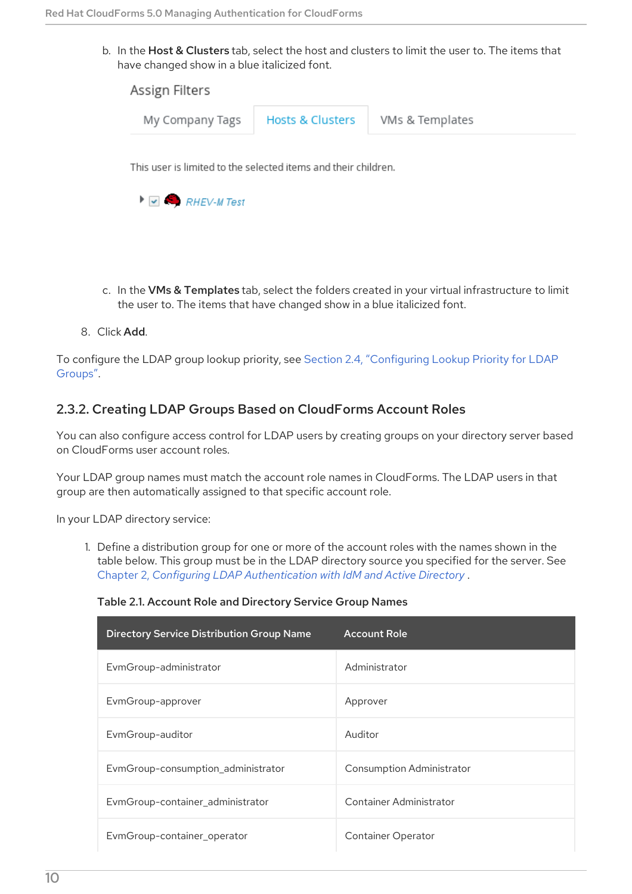b. In the **Host & Clusters** tab, select the host and clusters to limit the user to. The items that have changed show in a blue italicized font.

Assign Filters

My Company Tags | Hosts & Clusters | VMs & Templates

This user is limited to the selected items and their children.

*RHEV-M Test*

c. In the **VMs & Templates** tab, select the folders created in your virtual infrastructure to limit the user to. The items that have changed show in a blue italicized font.

8. Click **Add**.

To configure the LDAP group lookup priority, see Section 2.4, “Configuring Lookup Priority for LDAP Groups”.

### 2.3.2. Creating LDAP Groups Based on CloudForms Account Roles

You can also configure access control for LDAP users by creating groups on your directory server based on CloudForms user account roles.

Your LDAP group names must match the account role names in CloudForms. The LDAP users in that group are then automatically assigned to that specific account role.

In your LDAP directory service:

1. Define a distribution group for one or more of the account roles with the names shown in the table below. This group must be in the LDAP directory source you specified for the server. See *Chapter 2, Configuring LDAP Authentication with IdM and Active Directory* .

**Table 2.1. Account Role and Directory Service Group Names**

| Directory Service Distribution Group Name | Account Role |
|---|---|
| EvmGroup-administrator | Administrator |
| EvmGroup-approver | Approver |
| EvmGroup-auditor | Auditor |
| EvmGroup-consumption_administrator | Consumption Administrator |
| EvmGroup-container_administrator | Container Administrator |
| EvmGroup-container_operator | Container Operator |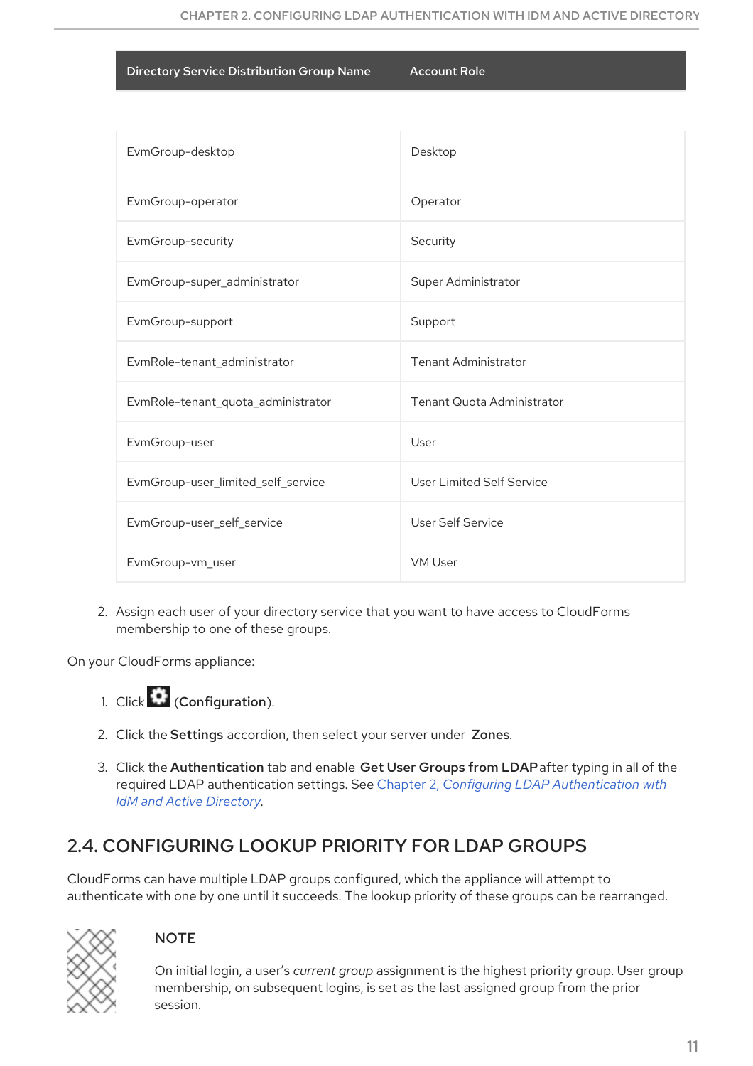| Directory Service Distribution Group Name | Account Role |
| --- | --- |
| EvmGroup-desktop | Desktop |
| EvmGroup-operator | Operator |
| EvmGroup-security | Security |
| EvmGroup-super_administrator | Super Administrator |
| EvmGroup-support | Support |
| EvmRole-tenant_administrator | Tenant Administrator |
| EvmRole-tenant_quota_administrator | Tenant Quota Administrator |
| EvmGroup-user | User |
| EvmGroup-user_limited_self_service | User Limited Self Service |
| EvmGroup-user_self_service | User Self Service |
| EvmGroup-vm_user | VM User |

2. Assign each user of your directory service that you want to have access to CloudForms membership to one of these groups.

On your CloudForms appliance:

1. Click (**Configuration**).
2. Click the **Settings** accordion, then select your server under **Zones**.
3. Click the **Authentication** tab and enable **Get User Groups from LDAP** after typing in all of the required LDAP authentication settings. See Chapter 2, *Configuring LDAP Authentication with IdM and Active Directory*.

## 2.4. CONFIGURING LOOKUP PRIORITY FOR LDAP GROUPS

CloudForms can have multiple LDAP groups configured, which the appliance will attempt to authenticate with one by one until it succeeds. The lookup priority of these groups can be rearranged.

> **NOTE**
>
> On initial login, a user's *current group* assignment is the highest priority group. User group membership, on subsequent logins, is set as the last assigned group from the prior session.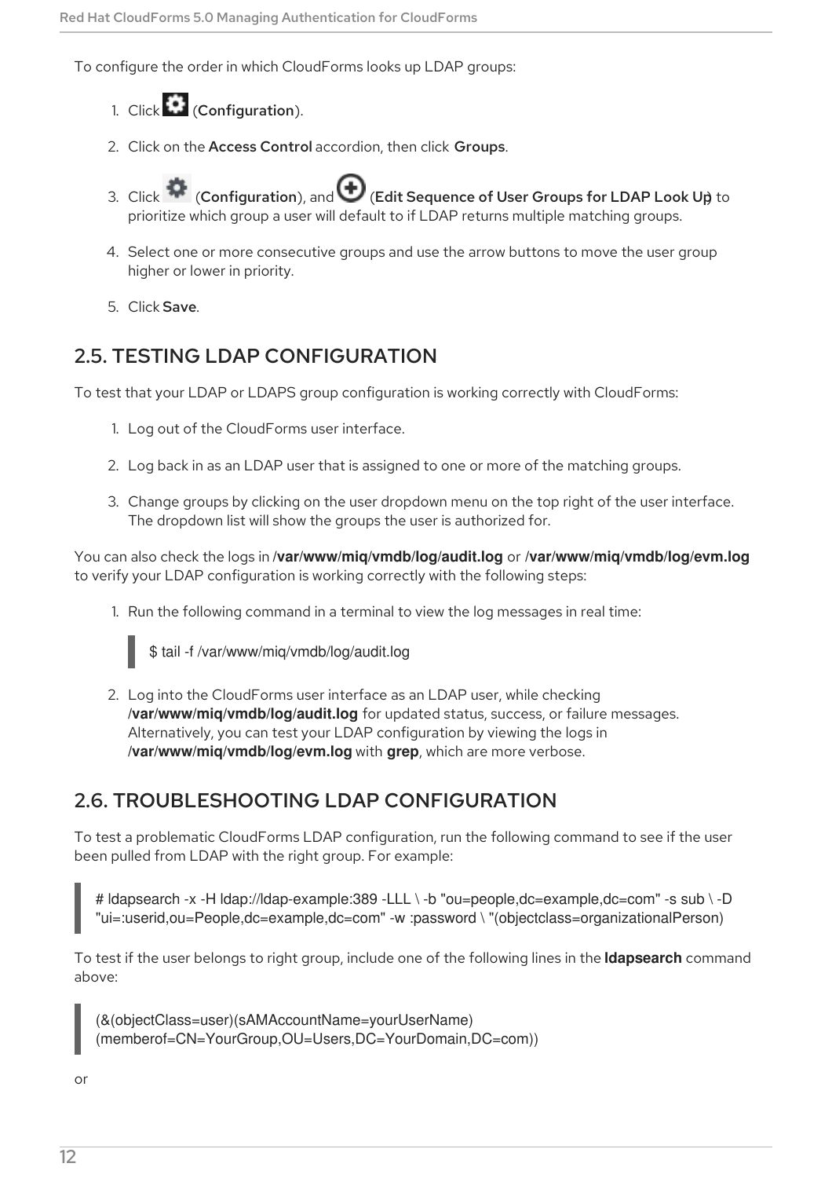To configure the order in which CloudForms looks up LDAP groups:

1. Click (**Configuration**).
2. Click on the **Access Control** accordion, then click **Groups**.
3. Click (**Configuration**), and (**Edit Sequence of User Groups for LDAP Look Up**) to prioritize which group a user will default to if LDAP returns multiple matching groups.
4. Select one or more consecutive groups and use the arrow buttons to move the user group higher or lower in priority.
5. Click **Save**.

## 2.5. TESTING LDAP CONFIGURATION

To test that your LDAP or LDAPS group configuration is working correctly with CloudForms:

1. Log out of the CloudForms user interface.
2. Log back in as an LDAP user that is assigned to one or more of the matching groups.
3. Change groups by clicking on the user dropdown menu on the top right of the user interface. The dropdown list will show the groups the user is authorized for.

You can also check the logs in **/var/www/miq/vmdb/log/audit.log** or **/var/www/miq/vmdb/log/evm.log** to verify your LDAP configuration is working correctly with the following steps:

1. Run the following command in a terminal to view the log messages in real time:

```
$ tail -f /var/www/miq/vmdb/log/audit.log
```

2. Log into the CloudForms user interface as an LDAP user, while checking **/var/www/miq/vmdb/log/audit.log** for updated status, success, or failure messages. Alternatively, you can test your LDAP configuration by viewing the logs in **/var/www/miq/vmdb/log/evm.log** with **grep**, which are more verbose.

## 2.6. TROUBLESHOOTING LDAP CONFIGURATION

To test a problematic CloudForms LDAP configuration, run the following command to see if the user been pulled from LDAP with the right group. For example:

```
# ldapsearch -x -H ldap://ldap-example:389 -LLL \ -b "ou=people,dc=example,dc=com" -s sub \ -D "ui=:userid,ou=People,dc=example,dc=com" -w :password \ "(objectclass=organizationalPerson)
```

To test if the user belongs to right group, include one of the following lines in the **ldapsearch** command above:

```
(&(objectClass=user)(sAMAccountName=yourUserName)
(memberof=CN=YourGroup,OU=Users,DC=YourDomain,DC=com))
```

or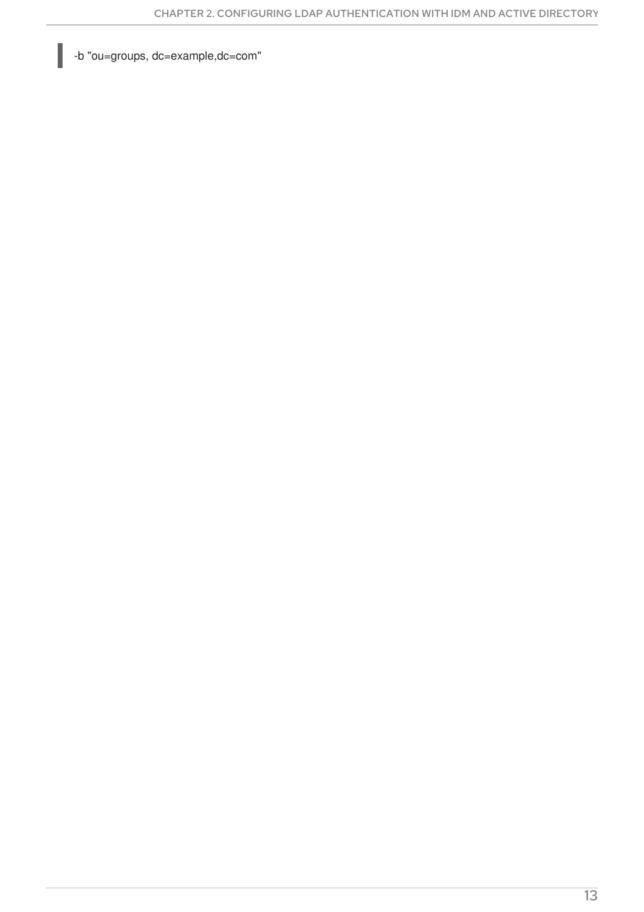```
-b "ou=groups, dc=example,dc=com"
```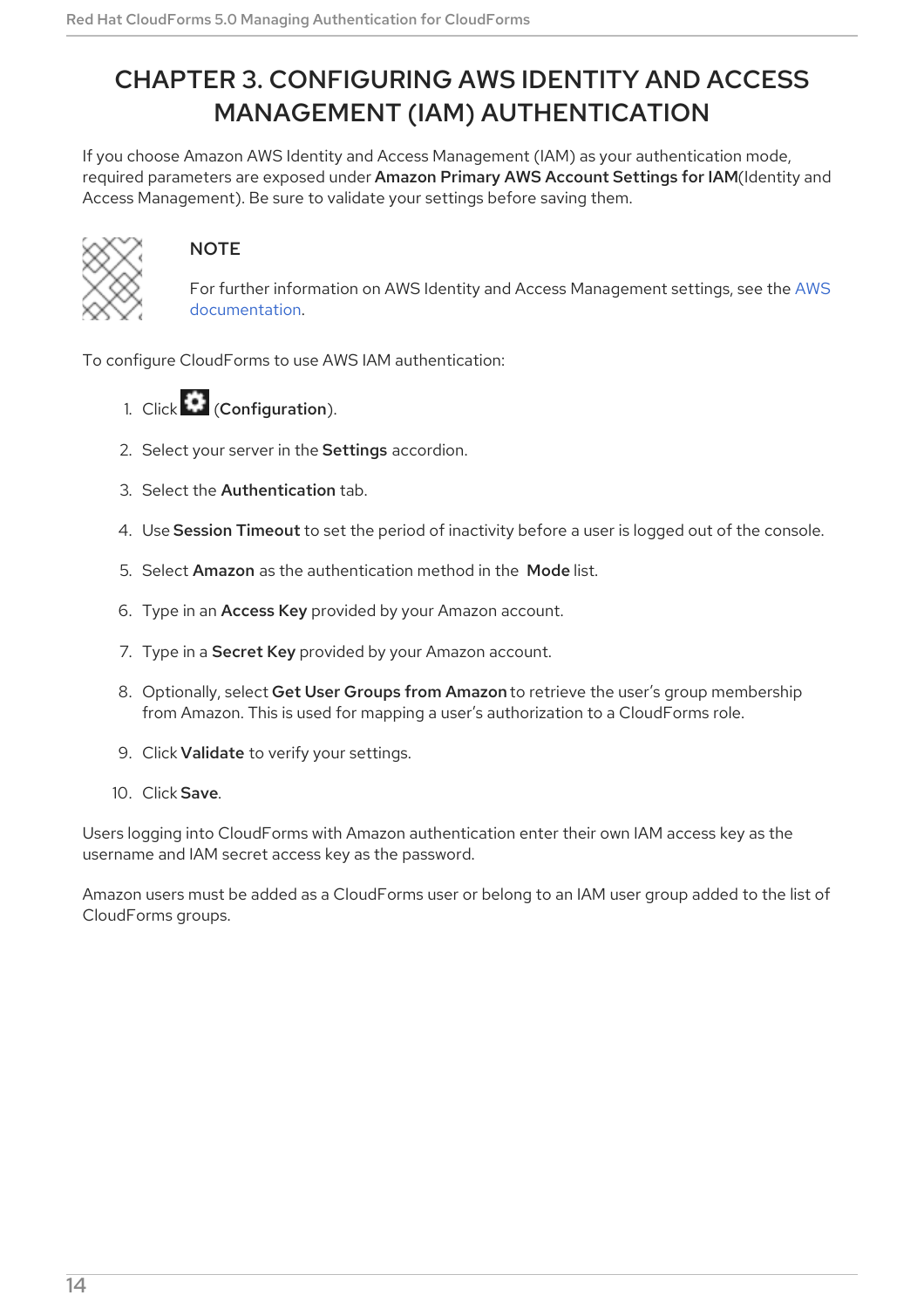# CHAPTER 3. CONFIGURING AWS IDENTITY AND ACCESS MANAGEMENT (IAM) AUTHENTICATION

If you choose Amazon AWS Identity and Access Management (IAM) as your authentication mode, required parameters are exposed under **Amazon Primary AWS Account Settings for IAM**(Identity and Access Management). Be sure to validate your settings before saving them.

> **NOTE**
>
> For further information on AWS Identity and Access Management settings, see the AWS documentation.

To configure CloudForms to use AWS IAM authentication:

1. Click (**Configuration**).
2. Select your server in the **Settings** accordion.
3. Select the **Authentication** tab.
4. Use **Session Timeout** to set the period of inactivity before a user is logged out of the console.
5. Select **Amazon** as the authentication method in the **Mode** list.
6. Type in an **Access Key** provided by your Amazon account.
7. Type in a **Secret Key** provided by your Amazon account.
8. Optionally, select **Get User Groups from Amazon** to retrieve the user's group membership from Amazon. This is used for mapping a user's authorization to a CloudForms role.
9. Click **Validate** to verify your settings.
10. Click **Save**.

Users logging into CloudForms with Amazon authentication enter their own IAM access key as the username and IAM secret access key as the password.

Amazon users must be added as a CloudForms user or belong to an IAM user group added to the list of CloudForms groups.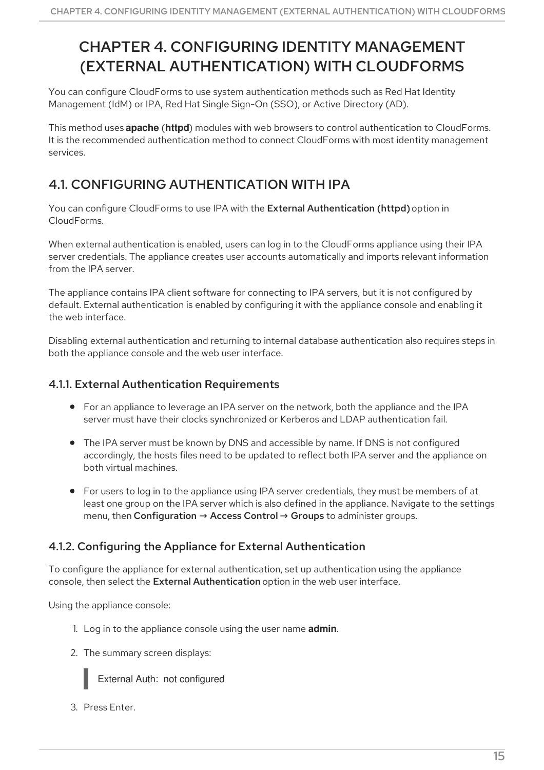# CHAPTER 4. CONFIGURING IDENTITY MANAGEMENT (EXTERNAL AUTHENTICATION) WITH CLOUDFORMS

You can configure CloudForms to use system authentication methods such as Red Hat Identity Management (IdM) or IPA, Red Hat Single Sign-On (SSO), or Active Directory (AD).

This method uses **apache** (**httpd**) modules with web browsers to control authentication to CloudForms. It is the recommended authentication method to connect CloudForms with most identity management services.

## 4.1. CONFIGURING AUTHENTICATION WITH IPA

You can configure CloudForms to use IPA with the **External Authentication (httpd)** option in CloudForms.

When external authentication is enabled, users can log in to the CloudForms appliance using their IPA server credentials. The appliance creates user accounts automatically and imports relevant information from the IPA server.

The appliance contains IPA client software for connecting to IPA servers, but it is not configured by default. External authentication is enabled by configuring it with the appliance console and enabling it the web interface.

Disabling external authentication and returning to internal database authentication also requires steps in both the appliance console and the web user interface.

### 4.1.1. External Authentication Requirements

- For an appliance to leverage an IPA server on the network, both the appliance and the IPA server must have their clocks synchronized or Kerberos and LDAP authentication fail.
- The IPA server must be known by DNS and accessible by name. If DNS is not configured accordingly, the hosts files need to be updated to reflect both IPA server and the appliance on both virtual machines.
- For users to log in to the appliance using IPA server credentials, they must be members of at least one group on the IPA server which is also defined in the appliance. Navigate to the settings menu, then **Configuration** → **Access Control** → **Groups** to administer groups.

### 4.1.2. Configuring the Appliance for External Authentication

To configure the appliance for external authentication, set up authentication using the appliance console, then select the **External Authentication** option in the web user interface.

Using the appliance console:

1. Log in to the appliance console using the user name **admin**.
2. The summary screen displays:

```
External Auth:  not configured
```

3. Press Enter.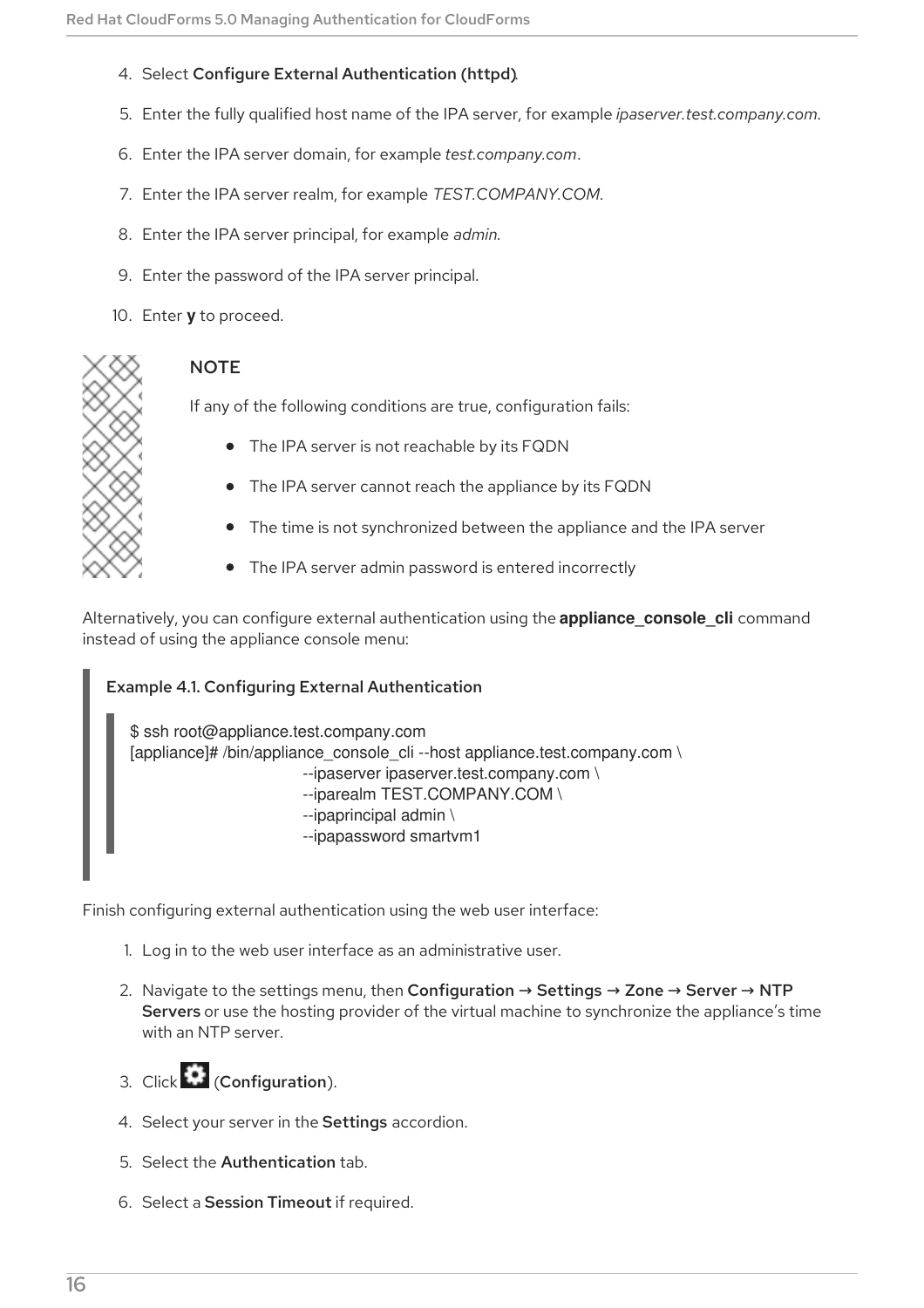4. Select **Configure External Authentication (httpd)**.
5. Enter the fully qualified host name of the IPA server, for example *ipaserver.test.company.com*.
6. Enter the IPA server domain, for example *test.company.com*.
7. Enter the IPA server realm, for example *TEST.COMPANY.COM*.
8. Enter the IPA server principal, for example *admin*.
9. Enter the password of the IPA server principal.
10. Enter **y** to proceed.

> **NOTE**
>
> If any of the following conditions are true, configuration fails:
>
> - The IPA server is not reachable by its FQDN
> - The IPA server cannot reach the appliance by its FQDN
> - The time is not synchronized between the appliance and the IPA server
> - The IPA server admin password is entered incorrectly

Alternatively, you can configure external authentication using the **appliance_console_cli** command instead of using the appliance console menu:

**Example 4.1. Configuring External Authentication**

```
$ ssh root@appliance.test.company.com
[appliance]# /bin/appliance_console_cli --host appliance.test.company.com \
                          --ipaserver ipaserver.test.company.com \
                          --iparealm TEST.COMPANY.COM \
                          --ipaprincipal admin \
                          --ipapassword smartvm1
```

Finish configuring external authentication using the web user interface:

1. Log in to the web user interface as an administrative user.
2. Navigate to the settings menu, then **Configuration → Settings → Zone → Server → NTP Servers** or use the hosting provider of the virtual machine to synchronize the appliance's time with an NTP server.
3. Click (**Configuration**).
4. Select your server in the **Settings** accordion.
5. Select the **Authentication** tab.
6. Select a **Session Timeout** if required.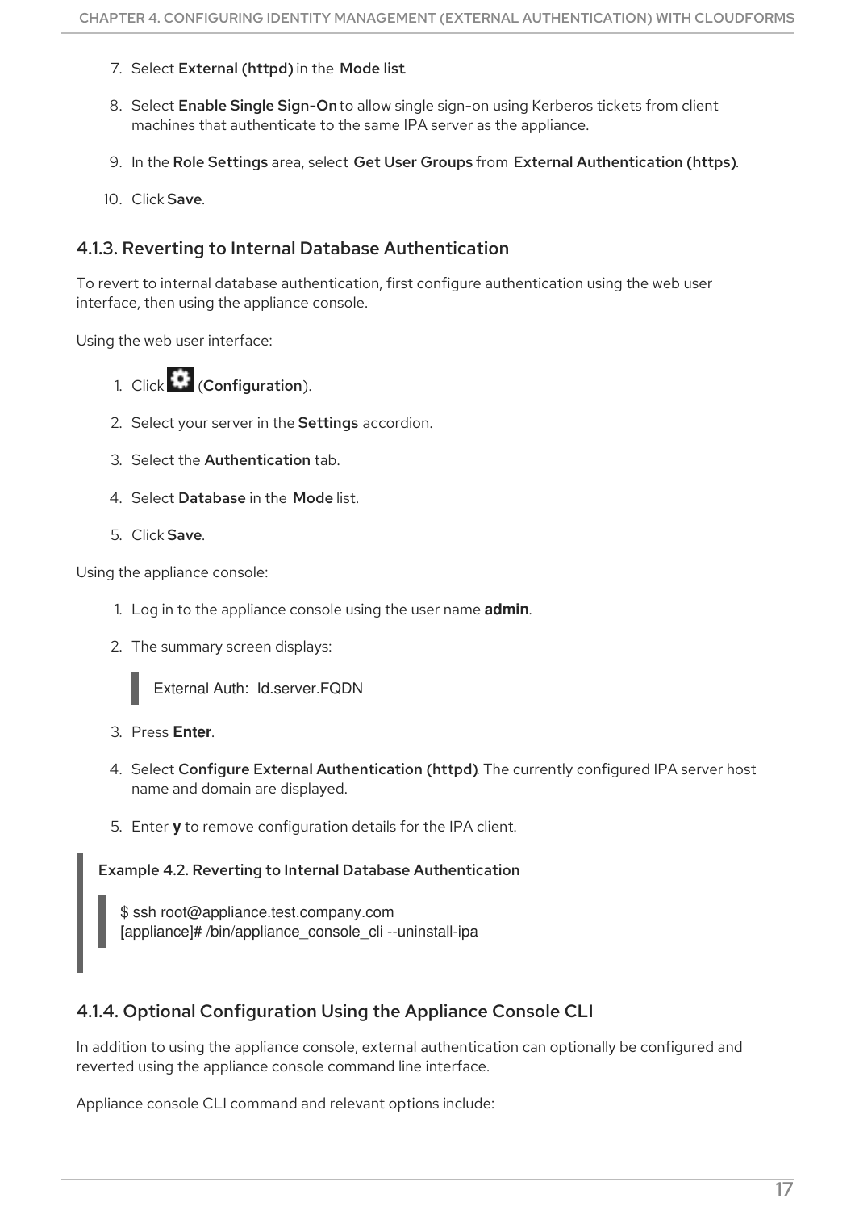7. Select **External (httpd)** in the **Mode list**.

8. Select **Enable Single Sign-On** to allow single sign-on using Kerberos tickets from client machines that authenticate to the same IPA server as the appliance.

9. In the **Role Settings** area, select **Get User Groups** from **External Authentication (https)**.

10. Click **Save**.

### 4.1.3. Reverting to Internal Database Authentication

To revert to internal database authentication, first configure authentication using the web user interface, then using the appliance console.

Using the web user interface:

1. Click (**Configuration**).

2. Select your server in the **Settings** accordion.

3. Select the **Authentication** tab.

4. Select **Database** in the **Mode** list.

5. Click **Save**.

Using the appliance console:

1. Log in to the appliance console using the user name **admin**.

2. The summary screen displays:

   ```
   External Auth:  Id.server.FQDN
   ```

3. Press **Enter**.

4. Select **Configure External Authentication (httpd)**. The currently configured IPA server host name and domain are displayed.

5. Enter **y** to remove configuration details for the IPA client.

**Example 4.2. Reverting to Internal Database Authentication**

```
$ ssh root@appliance.test.company.com
[appliance]# /bin/appliance_console_cli --uninstall-ipa
```

### 4.1.4. Optional Configuration Using the Appliance Console CLI

In addition to using the appliance console, external authentication can optionally be configured and reverted using the appliance console command line interface.

Appliance console CLI command and relevant options include: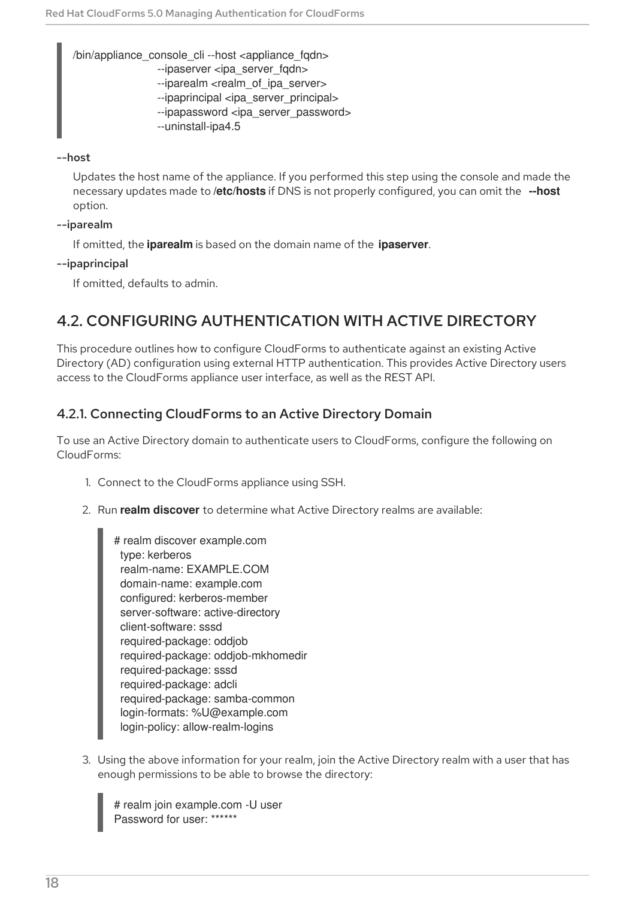```
/bin/appliance_console_cli --host <appliance_fqdn>
                     --ipaserver <ipa_server_fqdn>
                     --iparealm <realm_of_ipa_server>
                     --ipaprincipal <ipa_server_principal>
                     --ipapassword <ipa_server_password>
                     --uninstall-ipa4.5
```

**--host**

Updates the host name of the appliance. If you performed this step using the console and made the necessary updates made to **/etc/hosts** if DNS is not properly configured, you can omit the **--host** option.

**--iparealm**

If omitted, the **iparealm** is based on the domain name of the **ipaserver**.

**--ipaprincipal**

If omitted, defaults to admin.

## 4.2. CONFIGURING AUTHENTICATION WITH ACTIVE DIRECTORY

This procedure outlines how to configure CloudForms to authenticate against an existing Active Directory (AD) configuration using external HTTP authentication. This provides Active Directory users access to the CloudForms appliance user interface, as well as the REST API.

### 4.2.1. Connecting CloudForms to an Active Directory Domain

To use an Active Directory domain to authenticate users to CloudForms, configure the following on CloudForms:

1. Connect to the CloudForms appliance using SSH.
2. Run **realm discover** to determine what Active Directory realms are available:

```
# realm discover example.com
 type: kerberos
 realm-name: EXAMPLE.COM
 domain-name: example.com
 configured: kerberos-member
 server-software: active-directory
 client-software: sssd
 required-package: oddjob
 required-package: oddjob-mkhomedir
 required-package: sssd
 required-package: adcli
 required-package: samba-common
 login-formats: %U@example.com
 login-policy: allow-realm-logins
```

3. Using the above information for your realm, join the Active Directory realm with a user that has enough permissions to be able to browse the directory:

```
# realm join example.com -U user
Password for user: ******
```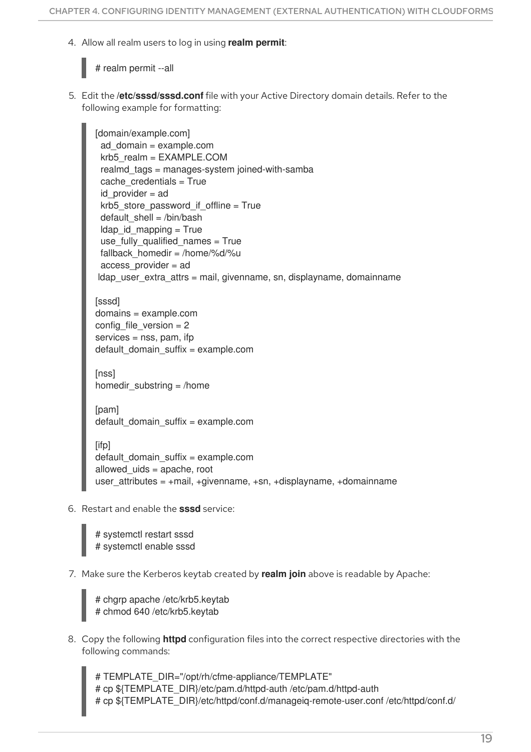4. Allow all realm users to log in using **realm permit**:

```
# realm permit --all
```

5. Edit the **/etc/sssd/sssd.conf** file with your Active Directory domain details. Refer to the following example for formatting:

```
[domain/example.com]
  ad_domain = example.com
  krb5_realm = EXAMPLE.COM
  realmd_tags = manages-system joined-with-samba
  cache_credentials = True
  id_provider = ad
  krb5_store_password_if_offline = True
  default_shell = /bin/bash
  ldap_id_mapping = True
  use_fully_qualified_names = True
  fallback_homedir = /home/%d/%u
  access_provider = ad
 ldap_user_extra_attrs = mail, givenname, sn, displayname, domainname

[sssd]
domains = example.com
config_file_version = 2
services = nss, pam, ifp
default_domain_suffix = example.com

[nss]
homedir_substring = /home

[pam]
default_domain_suffix = example.com

[ifp]
default_domain_suffix = example.com
allowed_uids = apache, root
user_attributes = +mail, +givenname, +sn, +displayname, +domainname
```

6. Restart and enable the **sssd** service:

```
# systemctl restart sssd
# systemctl enable sssd
```

7. Make sure the Kerberos keytab created by **realm join** above is readable by Apache:

```
# chgrp apache /etc/krb5.keytab
# chmod 640 /etc/krb5.keytab
```

8. Copy the following **httpd** configuration files into the correct respective directories with the following commands:

```
# TEMPLATE_DIR="/opt/rh/cfme-appliance/TEMPLATE"
# cp ${TEMPLATE_DIR}/etc/pam.d/httpd-auth /etc/pam.d/httpd-auth
# cp ${TEMPLATE_DIR}/etc/httpd/conf.d/manageiq-remote-user.conf /etc/httpd/conf.d/
```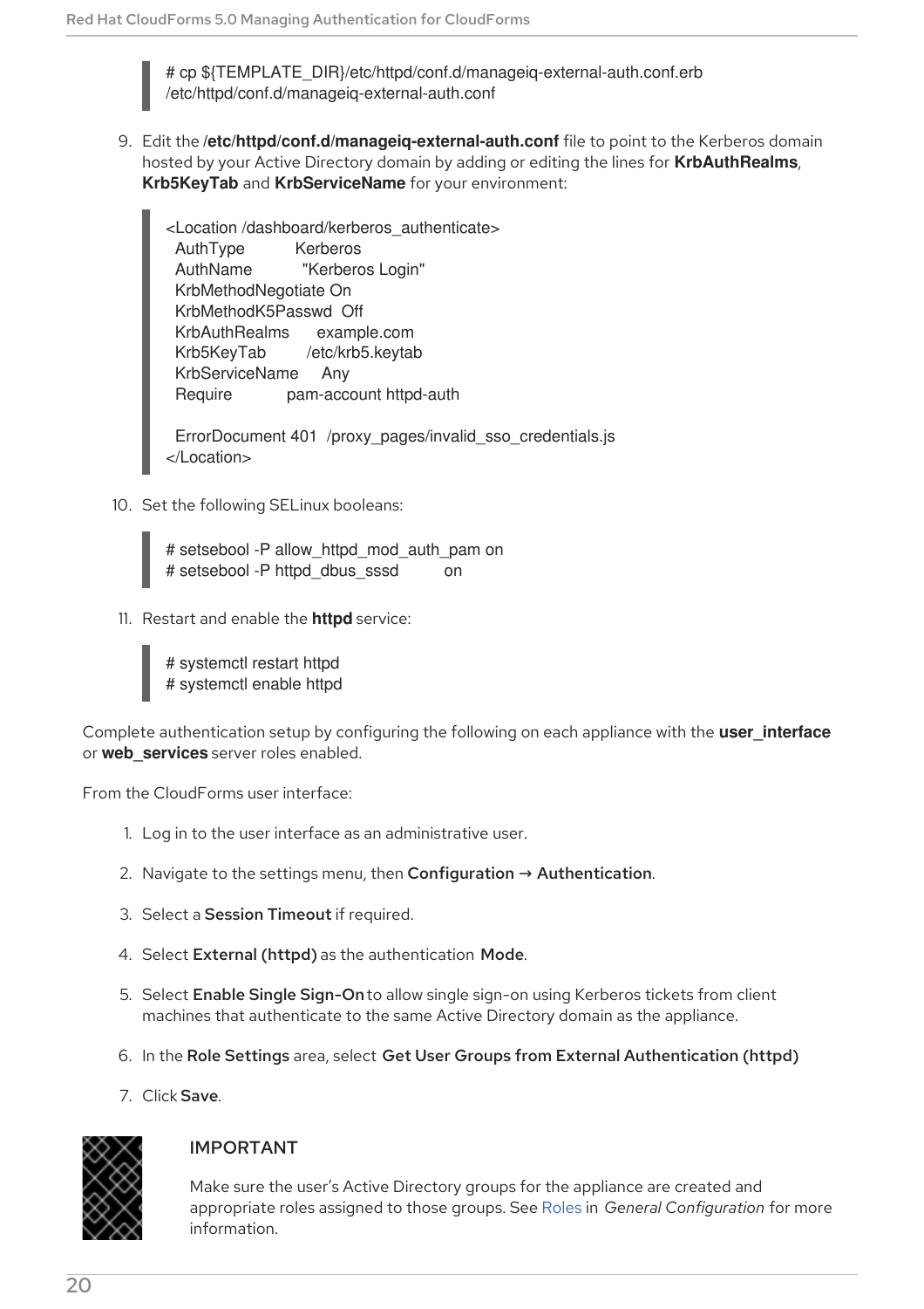```
# cp ${TEMPLATE_DIR}/etc/httpd/conf.d/manageiq-external-auth.conf.erb
/etc/httpd/conf.d/manageiq-external-auth.conf
```

9. Edit the **/etc/httpd/conf.d/manageiq-external-auth.conf** file to point to the Kerberos domain hosted by your Active Directory domain by adding or editing the lines for **KrbAuthRealms**, **Krb5KeyTab** and **KrbServiceName** for your environment:

```
<Location /dashboard/kerberos_authenticate>
  AuthType          Kerberos
  AuthName          "Kerberos Login"
  KrbMethodNegotiate On
  KrbMethodK5Passwd  Off
  KrbAuthRealms      example.com
  Krb5KeyTab         /etc/krb5.keytab
  KrbServiceName     Any
  Require            pam-account httpd-auth

  ErrorDocument 401  /proxy_pages/invalid_sso_credentials.js
</Location>
```

10. Set the following SELinux booleans:

```
# setsebool -P allow_httpd_mod_auth_pam on
# setsebool -P httpd_dbus_sssd          on
```

11. Restart and enable the **httpd** service:

```
# systemctl restart httpd
# systemctl enable httpd
```

Complete authentication setup by configuring the following on each appliance with the **user_interface** or **web_services** server roles enabled.

From the CloudForms user interface:

1. Log in to the user interface as an administrative user.
2. Navigate to the settings menu, then **Configuration** → **Authentication**.
3. Select a **Session Timeout** if required.
4. Select **External (httpd)** as the authentication **Mode**.
5. Select **Enable Single Sign-On** to allow single sign-on using Kerberos tickets from client machines that authenticate to the same Active Directory domain as the appliance.
6. In the **Role Settings** area, select **Get User Groups from External Authentication (httpd)**
7. Click **Save**.

**IMPORTANT**

Make sure the user's Active Directory groups for the appliance are created and appropriate roles assigned to those groups. See Roles in *General Configuration* for more information.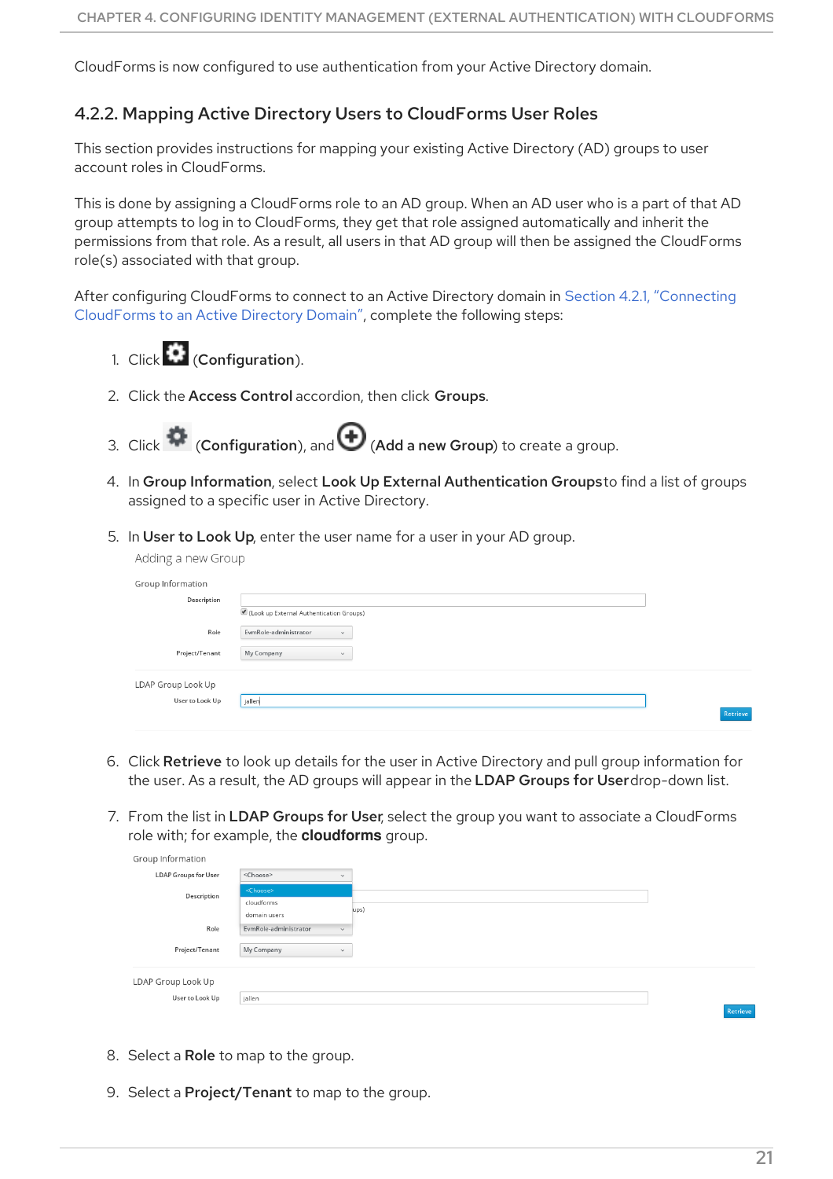CloudForms is now configured to use authentication from your Active Directory domain.

### 4.2.2. Mapping Active Directory Users to CloudForms User Roles

This section provides instructions for mapping your existing Active Directory (AD) groups to user account roles in CloudForms.

This is done by assigning a CloudForms role to an AD group. When an AD user who is a part of that AD group attempts to log in to CloudForms, they get that role assigned automatically and inherit the permissions from that role. As a result, all users in that AD group will then be assigned the CloudForms role(s) associated with that group.

After configuring CloudForms to connect to an Active Directory domain in Section 4.2.1, "Connecting CloudForms to an Active Directory Domain", complete the following steps:

1. Click (**Configuration**).
2. Click the **Access Control** accordion, then click **Groups**.
3. Click (**Configuration**), and (**Add a new Group**) to create a group.
4. In **Group Information**, select **Look Up External Authentication Groups** to find a list of groups assigned to a specific user in Active Directory.
5. In **User to Look Up**, enter the user name for a user in your AD group.
6. Click **Retrieve** to look up details for the user in Active Directory and pull group information for the user. As a result, the AD groups will appear in the **LDAP Groups for User** drop-down list.
7. From the list in **LDAP Groups for User**, select the group you want to associate a CloudForms role with; for example, the **cloudforms** group.
8. Select a **Role** to map to the group.
9. Select a **Project/Tenant** to map to the group.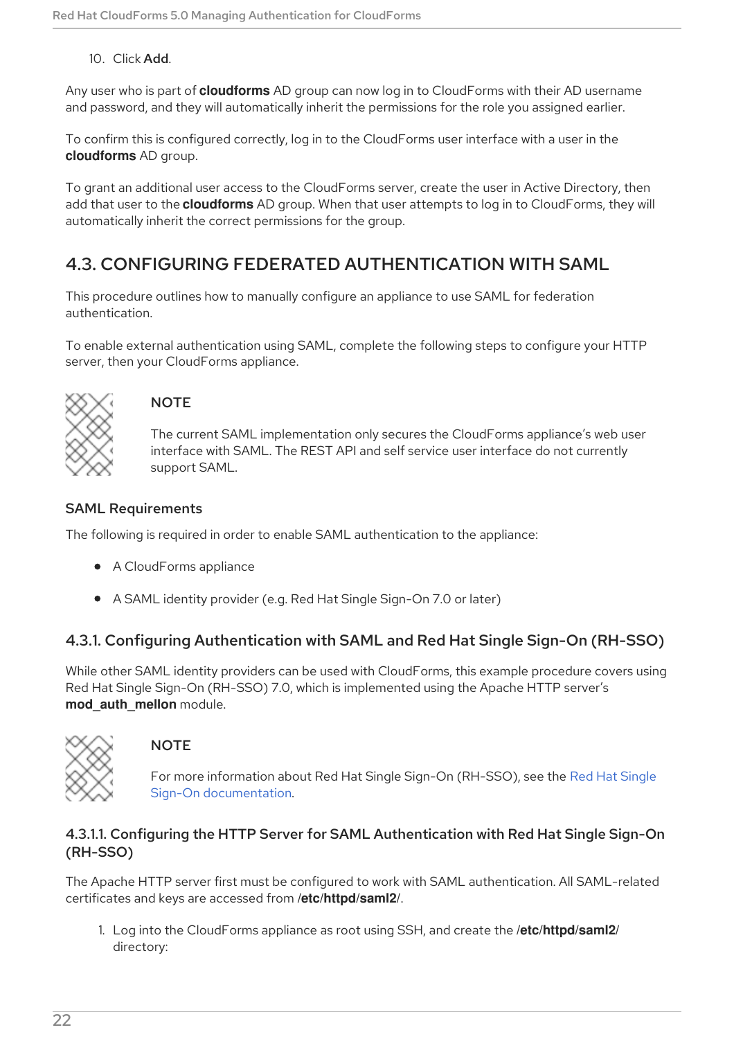10. Click **Add**.

Any user who is part of **cloudforms** AD group can now log in to CloudForms with their AD username and password, and they will automatically inherit the permissions for the role you assigned earlier.

To confirm this is configured correctly, log in to the CloudForms user interface with a user in the **cloudforms** AD group.

To grant an additional user access to the CloudForms server, create the user in Active Directory, then add that user to the **cloudforms** AD group. When that user attempts to log in to CloudForms, they will automatically inherit the correct permissions for the group.

## 4.3. CONFIGURING FEDERATED AUTHENTICATION WITH SAML

This procedure outlines how to manually configure an appliance to use SAML for federation authentication.

To enable external authentication using SAML, complete the following steps to configure your HTTP server, then your CloudForms appliance.

> **NOTE**
>
> The current SAML implementation only secures the CloudForms appliance's web user interface with SAML. The REST API and self service user interface do not currently support SAML.

### SAML Requirements

The following is required in order to enable SAML authentication to the appliance:

- A CloudForms appliance
- A SAML identity provider (e.g. Red Hat Single Sign-On 7.0 or later)

### 4.3.1. Configuring Authentication with SAML and Red Hat Single Sign-On (RH-SSO)

While other SAML identity providers can be used with CloudForms, this example procedure covers using Red Hat Single Sign-On (RH-SSO) 7.0, which is implemented using the Apache HTTP server's **mod_auth_mellon** module.

> **NOTE**
>
> For more information about Red Hat Single Sign-On (RH-SSO), see the Red Hat Single Sign-On documentation.

#### 4.3.1.1. Configuring the HTTP Server for SAML Authentication with Red Hat Single Sign-On (RH-SSO)

The Apache HTTP server first must be configured to work with SAML authentication. All SAML-related certificates and keys are accessed from **/etc/httpd/saml2/**.

1. Log into the CloudForms appliance as root using SSH, and create the **/etc/httpd/saml2/** directory: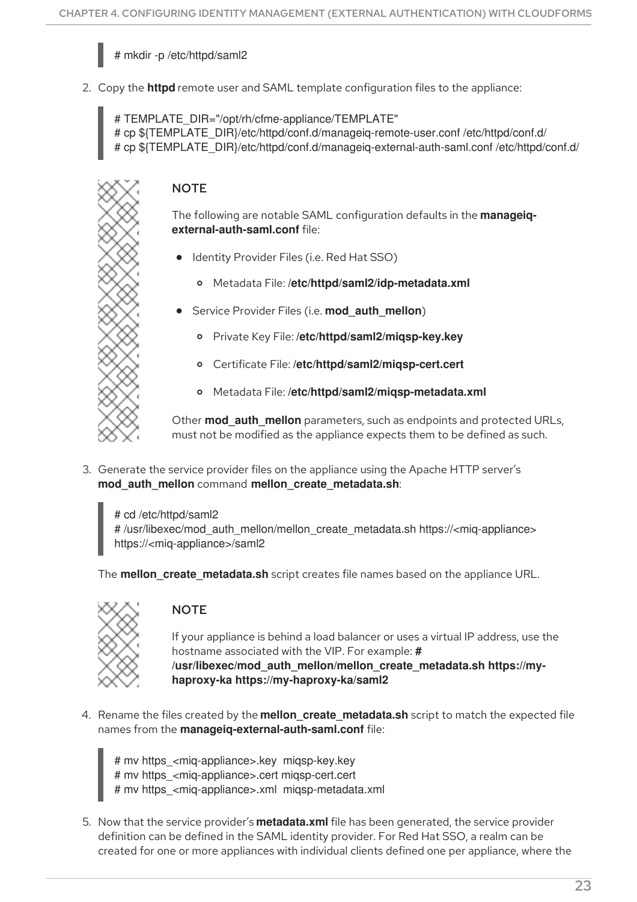```
# mkdir -p /etc/httpd/saml2
```

2. Copy the **httpd** remote user and SAML template configuration files to the appliance:

```
# TEMPLATE_DIR="/opt/rh/cfme-appliance/TEMPLATE"
# cp ${TEMPLATE_DIR}/etc/httpd/conf.d/manageiq-remote-user.conf /etc/httpd/conf.d/
# cp ${TEMPLATE_DIR}/etc/httpd/conf.d/manageiq-external-auth-saml.conf /etc/httpd/conf.d/
```

> **NOTE**
>
> The following are notable SAML configuration defaults in the **manageiq-external-auth-saml.conf** file:
>
> - Identity Provider Files (i.e. Red Hat SSO)
>   - Metadata File: **/etc/httpd/saml2/idp-metadata.xml**
> - Service Provider Files (i.e. **mod_auth_mellon**)
>   - Private Key File: **/etc/httpd/saml2/miqsp-key.key**
>   - Certificate File: **/etc/httpd/saml2/miqsp-cert.cert**
>   - Metadata File: **/etc/httpd/saml2/miqsp-metadata.xml**
>
> Other **mod_auth_mellon** parameters, such as endpoints and protected URLs, must not be modified as the appliance expects them to be defined as such.

3. Generate the service provider files on the appliance using the Apache HTTP server's **mod_auth_mellon** command **mellon_create_metadata.sh**:

```
# cd /etc/httpd/saml2
# /usr/libexec/mod_auth_mellon/mellon_create_metadata.sh https://<miq-appliance>
https://<miq-appliance>/saml2
```

The **mellon_create_metadata.sh** script creates file names based on the appliance URL.

> **NOTE**
>
> If your appliance is behind a load balancer or uses a virtual IP address, use the hostname associated with the VIP. For example: **# /usr/libexec/mod_auth_mellon/mellon_create_metadata.sh https://my-haproxy-ka https://my-haproxy-ka/saml2**

4. Rename the files created by the **mellon_create_metadata.sh** script to match the expected file names from the **manageiq-external-auth-saml.conf** file:

```
# mv https_<miq-appliance>.key  miqsp-key.key
# mv https_<miq-appliance>.cert miqsp-cert.cert
# mv https_<miq-appliance>.xml  miqsp-metadata.xml
```

5. Now that the service provider's **metadata.xml** file has been generated, the service provider definition can be defined in the SAML identity provider. For Red Hat SSO, a realm can be created for one or more appliances with individual clients defined one per appliance, where the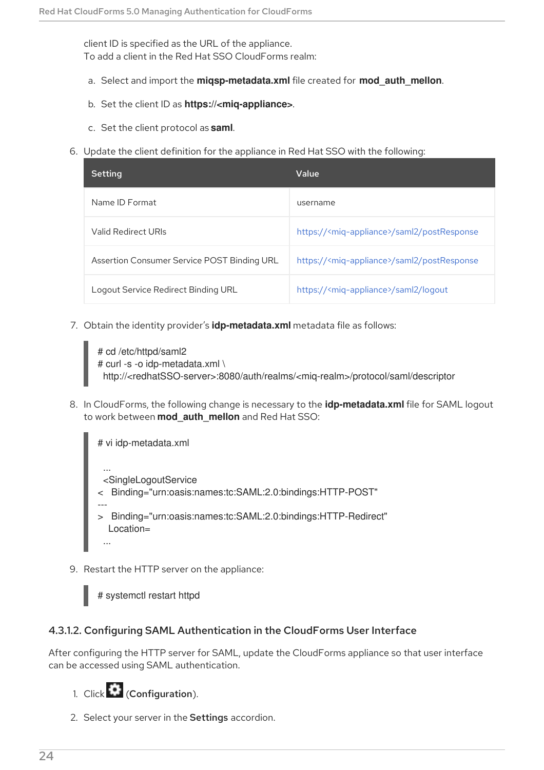client ID is specified as the URL of the appliance.
To add a client in the Red Hat SSO CloudForms realm:

a. Select and import the **miqsp-metadata.xml** file created for **mod_auth_mellon**.

b. Set the client ID as **https://<miq-appliance>**.

c. Set the client protocol as **saml**.

6. Update the client definition for the appliance in Red Hat SSO with the following:

| Setting | Value |
| --- | --- |
| Name ID Format | username |
| Valid Redirect URIs | https://<miq-appliance>/saml2/postResponse |
| Assertion Consumer Service POST Binding URL | https://<miq-appliance>/saml2/postResponse |
| Logout Service Redirect Binding URL | https://<miq-appliance>/saml2/logout |

7. Obtain the identity provider's **idp-metadata.xml** metadata file as follows:

```
# cd /etc/httpd/saml2
# curl -s -o idp-metadata.xml \
  http://<redhatSSO-server>:8080/auth/realms/<miq-realm>/protocol/saml/descriptor
```

8. In CloudForms, the following change is necessary to the **idp-metadata.xml** file for SAML logout to work between **mod_auth_mellon** and Red Hat SSO:

```
# vi idp-metadata.xml

  ...
  <SingleLogoutService
<   Binding="urn:oasis:names:tc:SAML:2.0:bindings:HTTP-POST"
---
>   Binding="urn:oasis:names:tc:SAML:2.0:bindings:HTTP-Redirect"
    Location=
  ...
```

9. Restart the HTTP server on the appliance:

```
# systemctl restart httpd
```

#### 4.3.1.2. Configuring SAML Authentication in the CloudForms User Interface

After configuring the HTTP server for SAML, update the CloudForms appliance so that user interface can be accessed using SAML authentication.

1. Click (**Configuration**).

2. Select your server in the **Settings** accordion.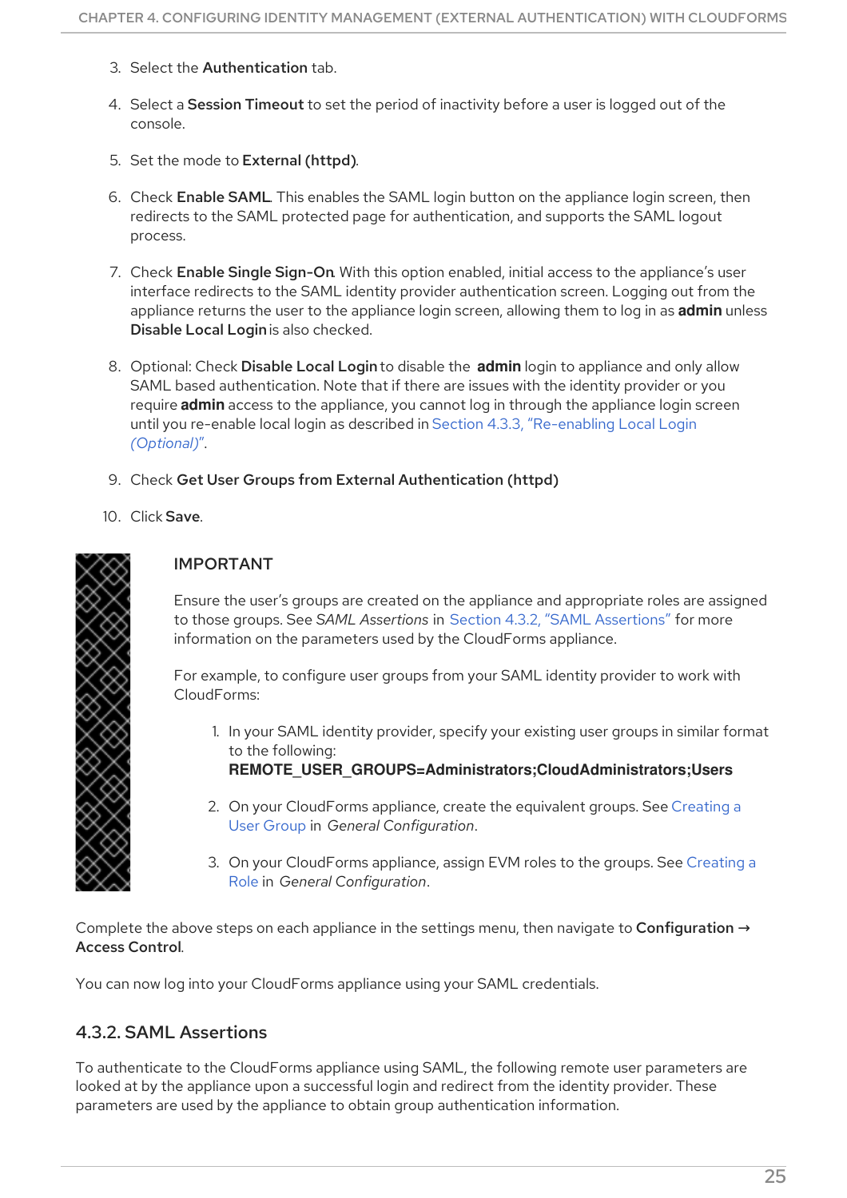3. Select the **Authentication** tab.

4. Select a **Session Timeout** to set the period of inactivity before a user is logged out of the console.

5. Set the mode to **External (httpd)**.

6. Check **Enable SAML**. This enables the SAML login button on the appliance login screen, then redirects to the SAML protected page for authentication, and supports the SAML logout process.

7. Check **Enable Single Sign-On**. With this option enabled, initial access to the appliance's user interface redirects to the SAML identity provider authentication screen. Logging out from the appliance returns the user to the appliance login screen, allowing them to log in as **admin** unless **Disable Local Login** is also checked.

8. Optional: Check **Disable Local Login** to disable the **admin** login to appliance and only allow SAML based authentication. Note that if there are issues with the identity provider or you require **admin** access to the appliance, you cannot log in through the appliance login screen until you re-enable local login as described in Section 4.3.3, "Re-enabling Local Login *(Optional)*".

9. Check **Get User Groups from External Authentication (httpd)**

10. Click **Save**.

> **IMPORTANT**
>
> Ensure the user's groups are created on the appliance and appropriate roles are assigned to those groups. See *SAML Assertions* in Section 4.3.2, "SAML Assertions" for more information on the parameters used by the CloudForms appliance.
>
> For example, to configure user groups from your SAML identity provider to work with CloudForms:
>
> 1. In your SAML identity provider, specify your existing user groups in similar format to the following:
> **REMOTE_USER_GROUPS=Administrators;CloudAdministrators;Users**
>
> 2. On your CloudForms appliance, create the equivalent groups. See Creating a User Group in *General Configuration*.
>
> 3. On your CloudForms appliance, assign EVM roles to the groups. See Creating a Role in *General Configuration*.

Complete the above steps on each appliance in the settings menu, then navigate to **Configuration → Access Control**.

You can now log into your CloudForms appliance using your SAML credentials.

### 4.3.2. SAML Assertions

To authenticate to the CloudForms appliance using SAML, the following remote user parameters are looked at by the appliance upon a successful login and redirect from the identity provider. These parameters are used by the appliance to obtain group authentication information.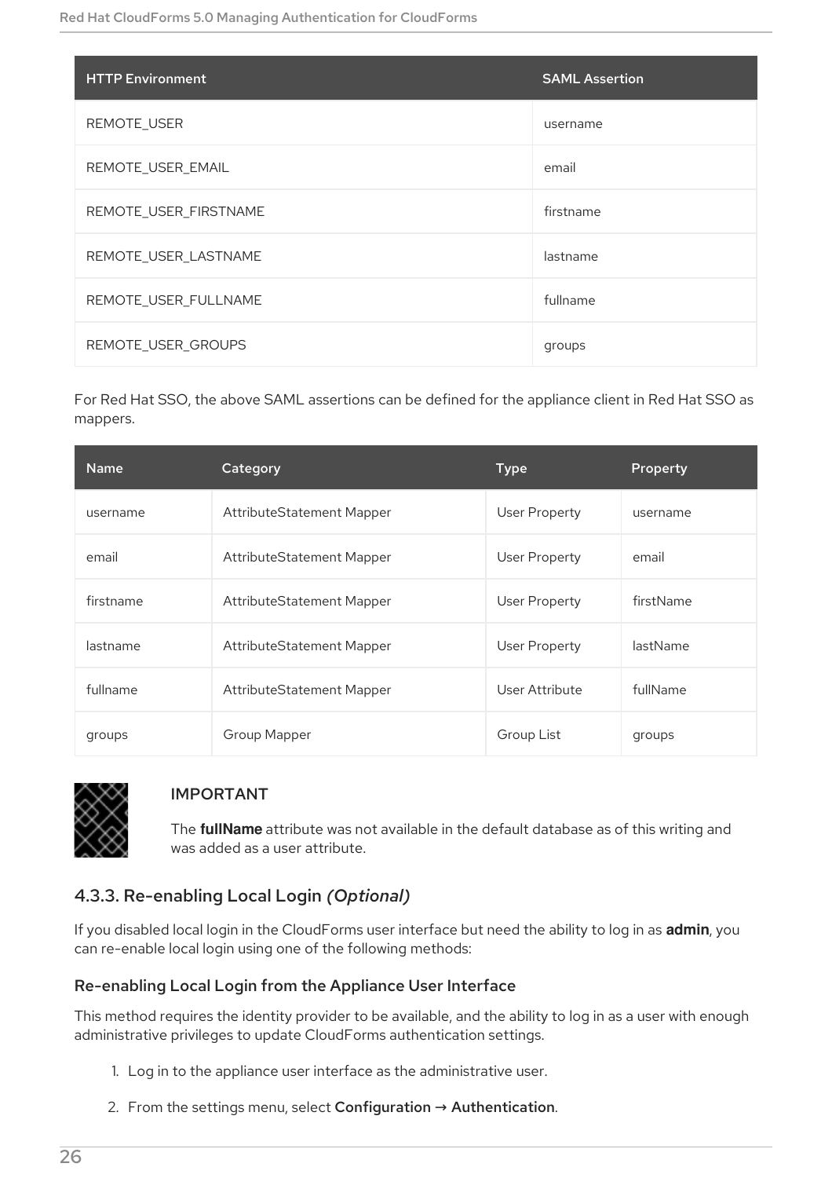| HTTP Environment | SAML Assertion |
| --- | --- |
| REMOTE_USER | username |
| REMOTE_USER_EMAIL | email |
| REMOTE_USER_FIRSTNAME | firstname |
| REMOTE_USER_LASTNAME | lastname |
| REMOTE_USER_FULLNAME | fullname |
| REMOTE_USER_GROUPS | groups |

For Red Hat SSO, the above SAML assertions can be defined for the appliance client in Red Hat SSO as mappers.

| Name | Category | Type | Property |
| --- | --- | --- | --- |
| username | AttributeStatement Mapper | User Property | username |
| email | AttributeStatement Mapper | User Property | email |
| firstname | AttributeStatement Mapper | User Property | firstName |
| lastname | AttributeStatement Mapper | User Property | lastName |
| fullname | AttributeStatement Mapper | User Attribute | fullName |
| groups | Group Mapper | Group List | groups |

> **IMPORTANT**
>
> The **fullName** attribute was not available in the default database as of this writing and was added as a user attribute.

### 4.3.3. Re-enabling Local Login *(Optional)*

If you disabled local login in the CloudForms user interface but need the ability to log in as **admin**, you can re-enable local login using one of the following methods:

#### Re-enabling Local Login from the Appliance User Interface

This method requires the identity provider to be available, and the ability to log in as a user with enough administrative privileges to update CloudForms authentication settings.

1. Log in to the appliance user interface as the administrative user.
2. From the settings menu, select **Configuration → Authentication**.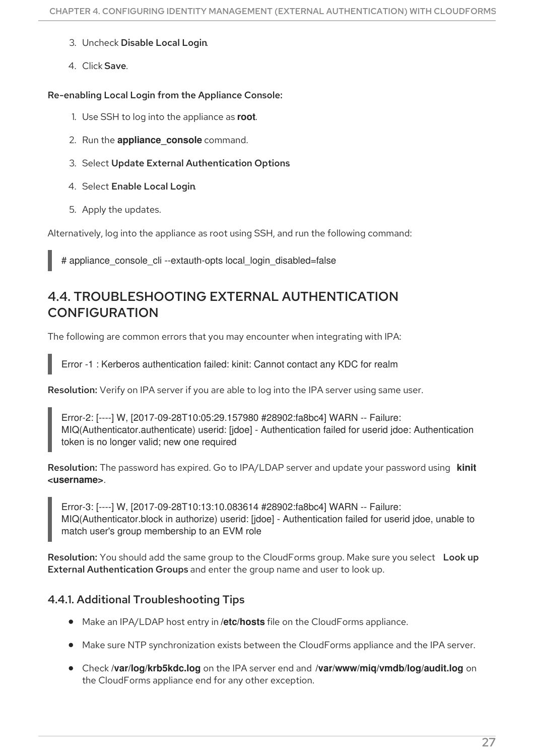3. Uncheck **Disable Local Login**.

4. Click **Save**.

**Re-enabling Local Login from the Appliance Console:**

1. Use SSH to log into the appliance as **root**.

2. Run the **appliance_console** command.

3. Select **Update External Authentication Options**

4. Select **Enable Local Login**.

5. Apply the updates.

Alternatively, log into the appliance as root using SSH, and run the following command:

```
# appliance_console_cli --extauth-opts local_login_disabled=false
```

## 4.4. TROUBLESHOOTING EXTERNAL AUTHENTICATION CONFIGURATION

The following are common errors that you may encounter when integrating with IPA:

```
Error -1 : Kerberos authentication failed: kinit: Cannot contact any KDC for realm
```

**Resolution:** Verify on IPA server if you are able to log into the IPA server using same user.

```
Error-2: [----] W, [2017-09-28T10:05:29.157980 #28902:fa8bc4] WARN -- Failure:
MIQ(Authenticator.authenticate) userid: [jdoe] - Authentication failed for userid jdoe: Authentication
token is no longer valid; new one required
```

**Resolution:** The password has expired. Go to IPA/LDAP server and update your password using **kinit <username>**.

```
Error-3: [----] W, [2017-09-28T10:13:10.083614 #28902:fa8bc4] WARN -- Failure:
MIQ(Authenticator.block in authorize) userid: [jdoe] - Authentication failed for userid jdoe, unable to
match user's group membership to an EVM role
```

**Resolution:** You should add the same group to the CloudForms group. Make sure you select **Look up External Authentication Groups** and enter the group name and user to look up.

### 4.4.1. Additional Troubleshooting Tips

- Make an IPA/LDAP host entry in **/etc/hosts** file on the CloudForms appliance.
- Make sure NTP synchronization exists between the CloudForms appliance and the IPA server.
- Check **/var/log/krb5kdc.log** on the IPA server end and **/var/www/miq/vmdb/log/audit.log** on the CloudForms appliance end for any other exception.